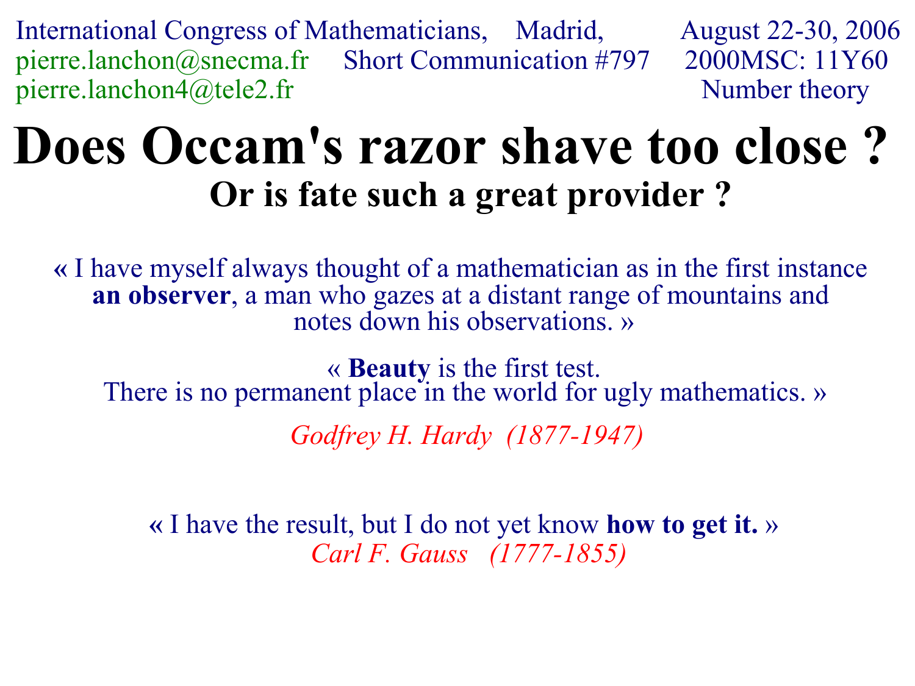International Congress of Mathematicians, Madrid, August 22-30, 2006
pierre.lanchon@snecma.fr Short Communication #797 2000MSC: 11Y60
pierre.lanchon4@tele2.fr Number theory

# Does Occam's razor shave too close ?

## Or is fate such a great provider ?

« I have myself always thought of a mathematician as in the first instance **an observer**, a man who gazes at a distant range of mountains and notes down his observations. »

« **Beauty** is the first test.
There is no permanent place in the world for ugly mathematics. »

*Godfrey H. Hardy (1877-1947)*

« I have the result, but I do not yet know **how to get it.** »
*Carl F. Gauss (1777-1855)*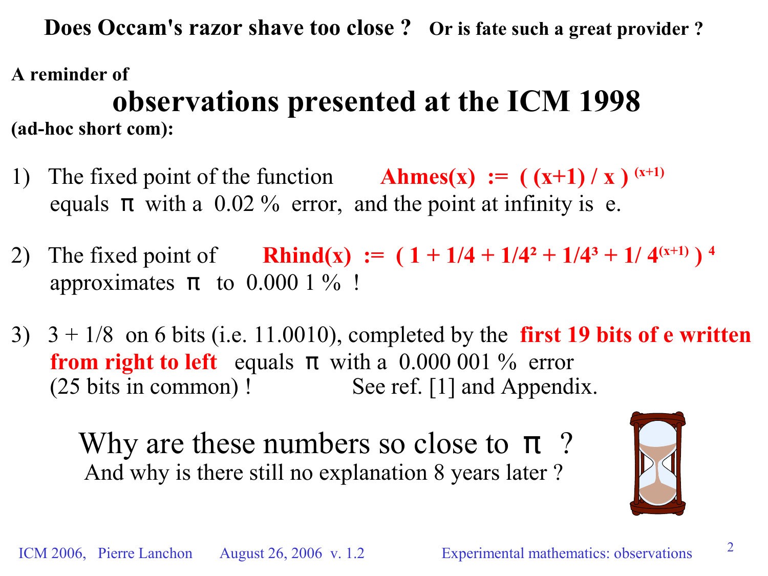# Does Occam's razor shave too close ? Or is fate such a great provider ?

**A reminder of**

## observations presented at the ICM 1998

**(ad-hoc short com):**

1) The fixed point of the function **Ahmes(x) := $\left( (x+1) / x \right)^{(x+1)}$** equals π with a 0.02 % error, and the point at infinity is e.

2) The fixed point of **Rhind(x) := $\left( 1 + 1/4 + 1/4^2 + 1/4^3 + 1/ 4^{(x+1)} \right)^4$** approximates π to 0.000 1 % !

3) 3 + 1/8 on 6 bits (i.e. 11.0010), completed by the **first 19 bits of e written from right to left** equals π with a 0.000 001 % error (25 bits in common) ! See ref. [1] and Appendix.

Why are these numbers so close to π ?

And why is there still no explanation 8 years later ?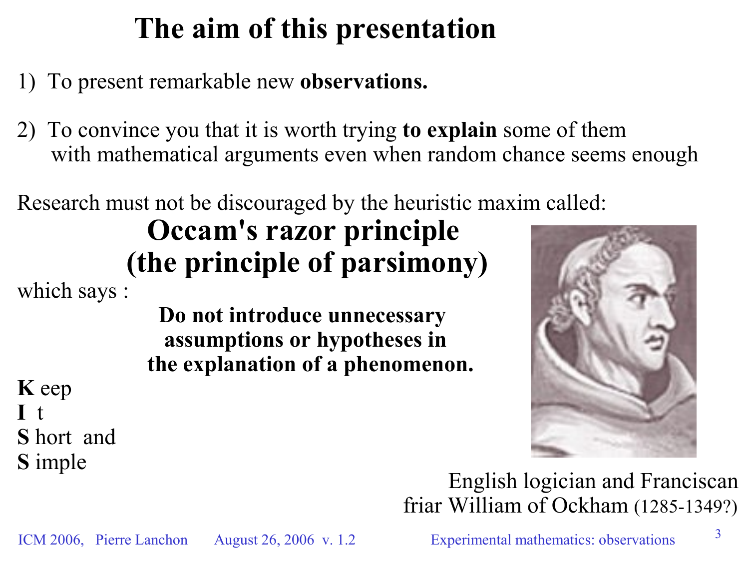# The aim of this presentation

1) To present remarkable new **observations.**

2) To convince you that it is worth trying **to explain** some of them with mathematical arguments even when random chance seems enough

Research must not be discouraged by the heuristic maxim called:

## Occam's razor principle (the principle of parsimony)

which says :

**Do not introduce unnecessary assumptions or hypotheses in the explanation of a phenomenon.**

**K** eep
**I** t
**S** hort and
**S** imple

English logician and Franciscan friar William of Ockham (1285-1349?)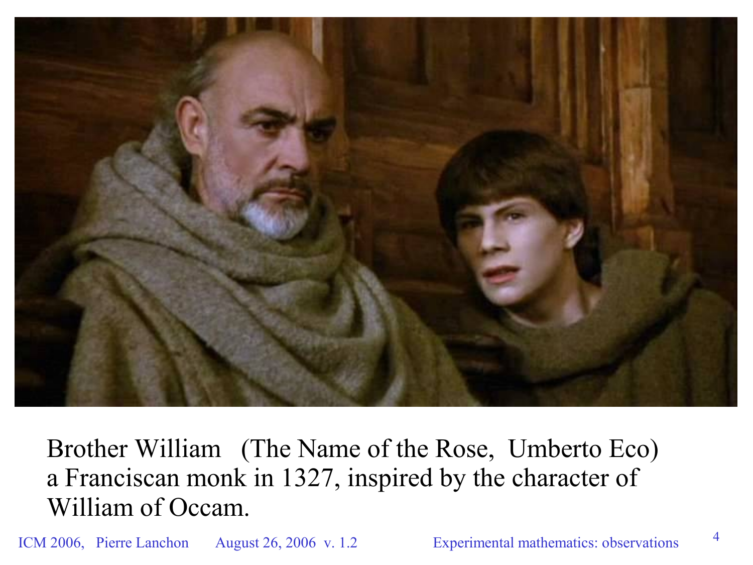Brother William (The Name of the Rose, Umberto Eco)
a Franciscan monk in 1327, inspired by the character of
William of Occam.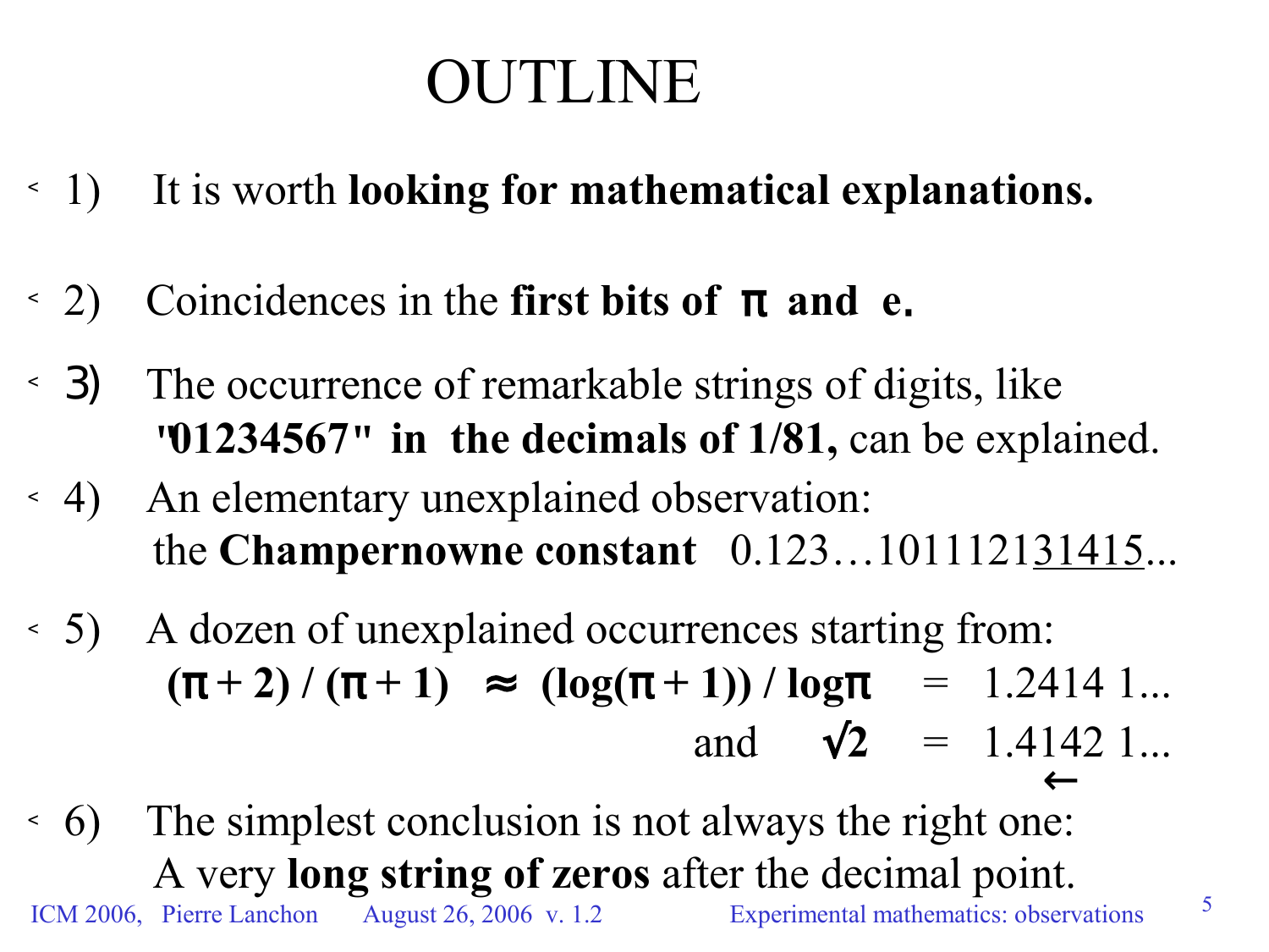# OUTLINE

- 1) It is worth **looking for mathematical explanations.**

- 2) Coincidences in the **first bits of π and e.**

- 3) The occurrence of remarkable strings of digits, like **"01234567" in the decimals of 1/81,** can be explained.

- 4) An elementary unexplained observation: the **Champernowne constant** 0.123…101112<u>31415</u>...

- 5) A dozen of unexplained occurrences starting from:

  $$\mathbf{(\pi + 2) / (\pi + 1) \approx (\log(\pi + 1)) / \log\pi} = 1.2414\ 1...$$

  $$\text{and} \quad \mathbf{\sqrt{2}} = 1.4142\ 1...$$

  ←

- 6) The simplest conclusion is not always the right one: A very **long string of zeros** after the decimal point.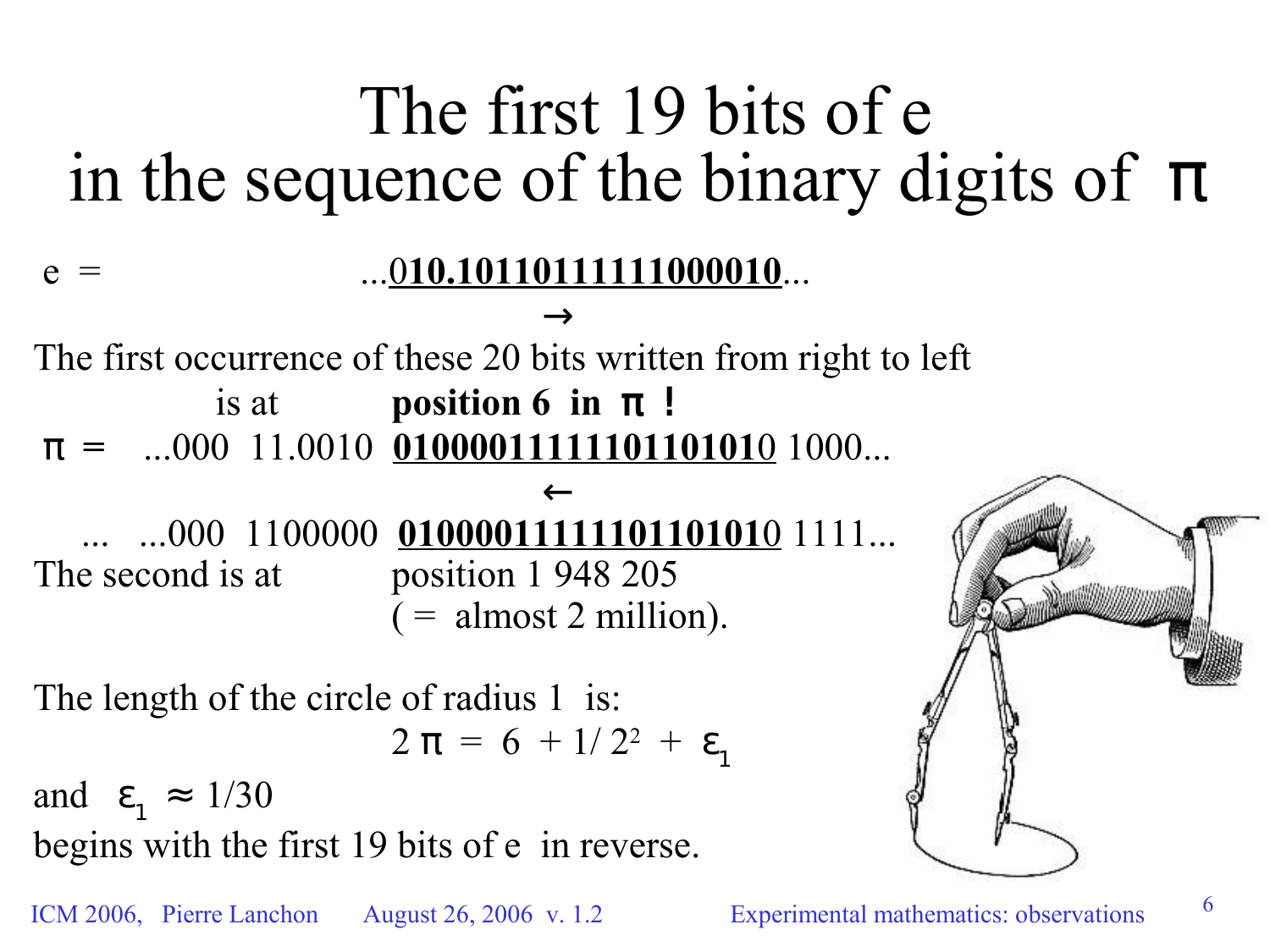# The first 19 bits of e in the sequence of the binary digits of π

e = ...0**10.10110111111000010**...

→

The first occurrence of these 20 bits written from right to left

is at **position 6 in π !**

π = ...000 11.0010 **0100001111110110101**0 1000...

←

... ...000 1100000 **0100001111110110101**0 1111...

The second is at position 1 948 205 ( = almost 2 million).

The length of the circle of radius 1 is:

$$2\pi = 6 + 1/2^2 + \varepsilon_1$$

and $\varepsilon_1 \approx 1/30$ begins with the first 19 bits of e in reverse.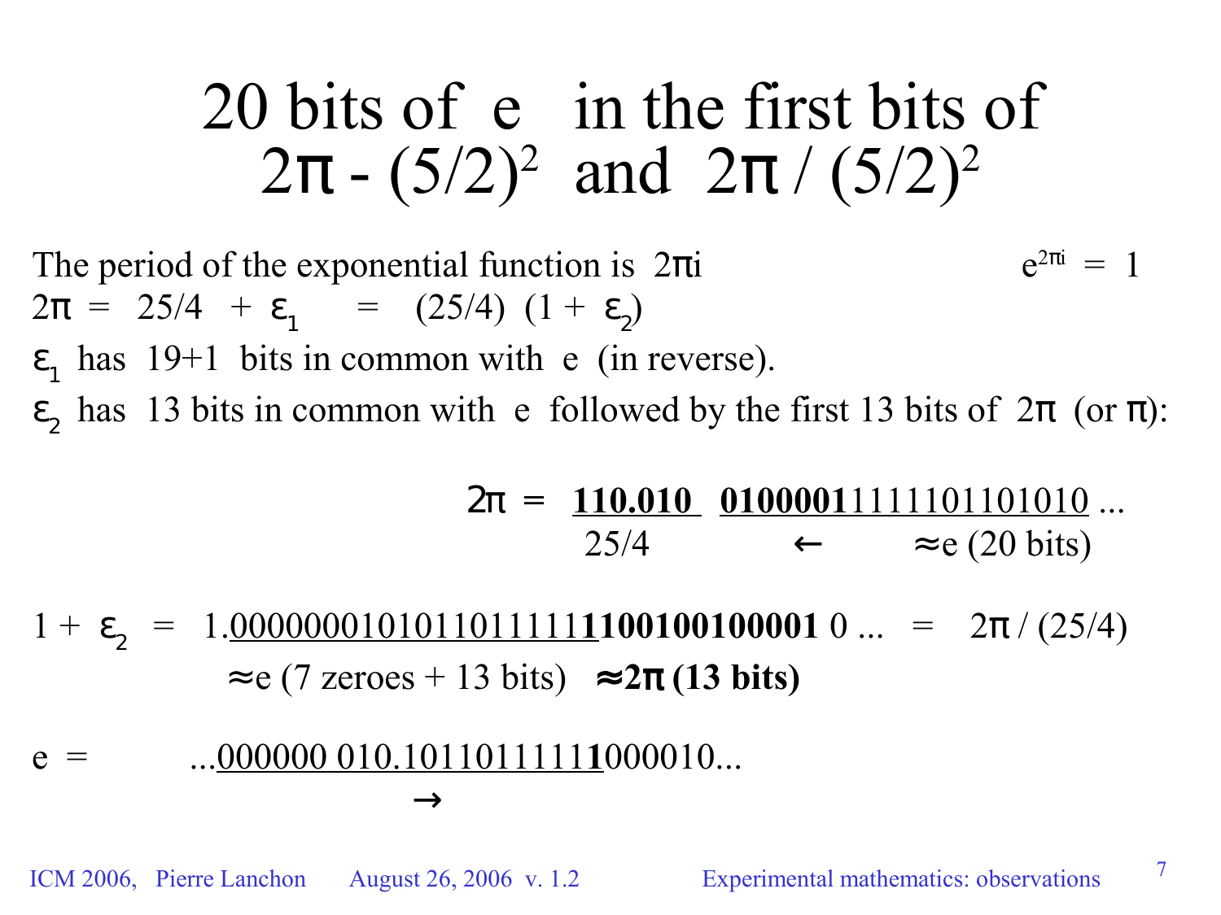# 20 bits of e in the first bits of $2\pi - (5/2)^2$ and $2\pi / (5/2)^2$

The period of the exponential function is $2\pi i$ $\qquad e^{2\pi i} = 1$

$2\pi = 25/4 + \varepsilon_1 = (25/4)(1 + \varepsilon_2)$

$\varepsilon_1$ has 19+1 bits in common with e (in reverse).

$\varepsilon_2$ has 13 bits in common with e followed by the first 13 bits of $2\pi$ (or $\pi$):

$2\pi$ = <u>**110.010**</u> <u>**0100001**1111101101010</u> ...

25/4 $\qquad \leftarrow \qquad \approx$e (20 bits)

$1 + \varepsilon_2$ = 1.<u>0000000101011011111**1**</u>**100100100001** 0 ... = $2\pi / (25/4)$

$\approx$e (7 zeroes + 13 bits) $\quad$ **$\approx 2\pi$ (13 bits)**

e = ...<u>000000 010.1011011111**1**</u>000010...

$\rightarrow$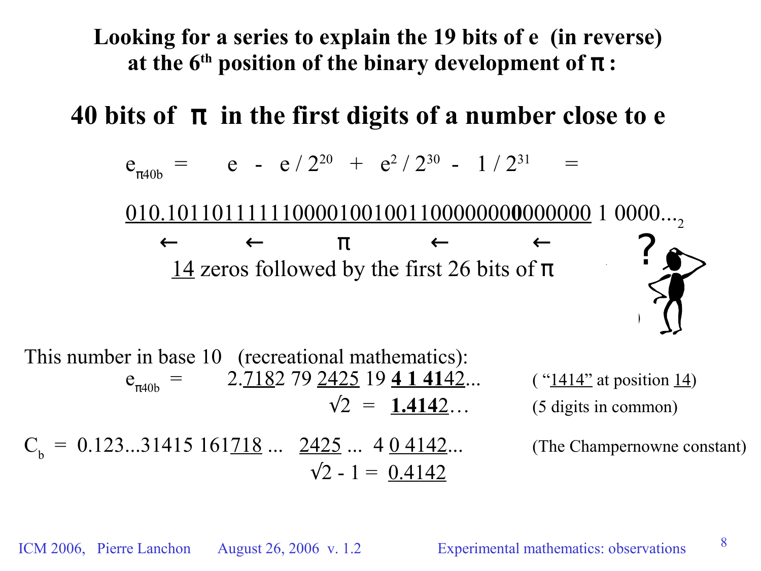**Looking for a series to explain the 19 bits of e (in reverse) at the 6th position of the binary development of π :**

## 40 bits of π in the first digits of a number close to e

$$e_{\pi 40b} = e - e / 2^{20} + e^2 / 2^{30} - 1 / 2^{31} =$$

010.1011011111100001001001100000000000000 1 0000...$_2$

← ← π ← ←

14 zeros followed by the first 26 bits of π

?

This number in base 10 (recreational mathematics):

$e_{\pi 40b}$ = 2.7182 79 2425 19 **4 1 41**42... ( "1414" at position 14)

√2 = **1.414**2… (5 digits in common)

$C_b$ = 0.123...31415 161718 ... 2425 ... 4 0 4142... (The Champernowne constant)

√2 - 1 = 0.4142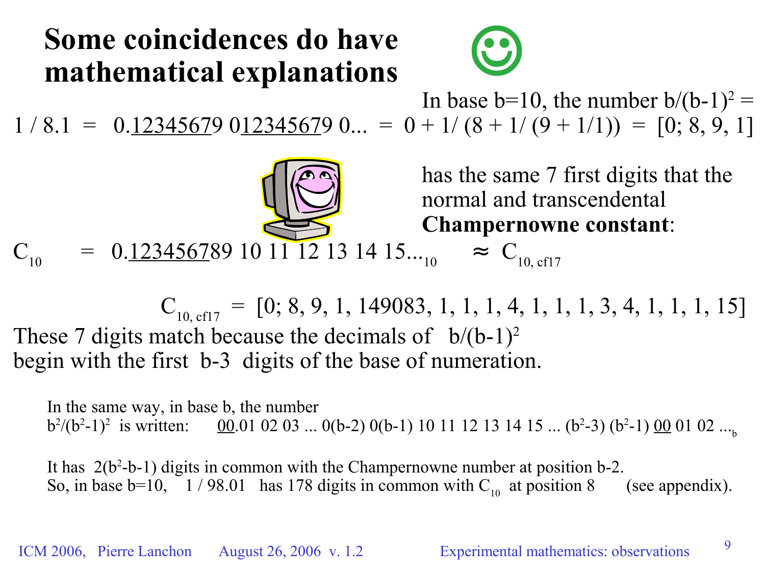# Some coincidences do have mathematical explanations

In base b=10, the number $b/(b-1)^2$ =

$1 / 8.1 = 0.\underline{1234567}9\ 0\underline{1234567}9\ 0... = 0 + 1/ (8 + 1/ (9 + 1/1)) = [0; 8, 9, 1]$

has the same 7 first digits that the normal and transcendental **Champernowne constant**:

$C_{10} = 0.\underline{1234567}89\ 10\ 11\ 12\ 13\ 14\ 15..._{10} \approx C_{10,\ cf17}$

$C_{10,\ cf17} = [0; 8, 9, 1, 149083, 1, 1, 1, 4, 1, 1, 1, 3, 4, 1, 1, 1, 15]$

These 7 digits match because the decimals of $b/(b-1)^2$ begin with the first b-3 digits of the base of numeration.

In the same way, in base b, the number $b^2/(b^2-1)^2$ is written: $\underline{00}.01\ 02\ 03\ ...\ 0(b-2)\ 0(b-1)\ 10\ 11\ 12\ 13\ 14\ 15\ ...\ (b^2-3)\ (b^2-1)\ \underline{00}\ 01\ 02\ ..._b$

It has $2(b^2-b-1)$ digits in common with the Champernowne number at position b-2.
So, in base b=10, 1 / 98.01 has 178 digits in common with $C_{10}$ at position 8 (see appendix).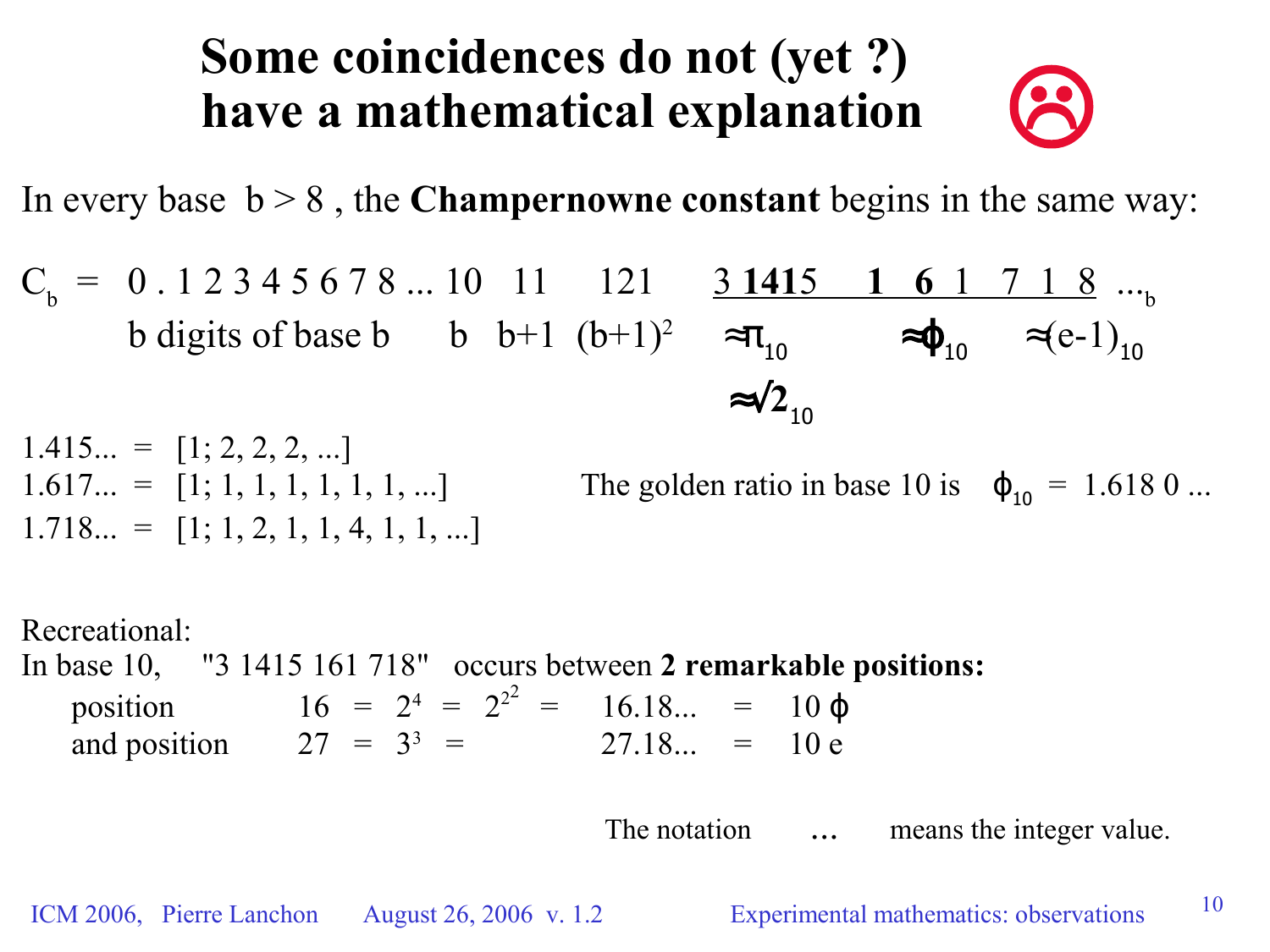# Some coincidences do not (yet ?) have a mathematical explanation ☹

In every base $b > 8$, the **Champernowne constant** begins in the same way:

$C_b$ = 0 . 1 2 3 4 5 6 7 8 ... 10 11 121 3 **141**5 **1** **6** 1 7 1 8 ... $_b$

- b digits of base b → 1 2 3 4 5 6 7 8 ...
- b → 10
- b+1 → 11
- $(b+1)^2$ → 121
- $\approx \pi_{10}$ → 3 1415
- $\approx \sqrt{2}_{10}$ → 1415
- $\approx \phi_{10}$ → 1 6 1
- $\approx (e-1)_{10}$ → 1 7 1 8

1.415... = [1; 2, 2, 2, ...]
1.617... = [1; 1, 1, 1, 1, 1, 1, ...]
1.718... = [1; 1, 2, 1, 1, 4, 1, 1, ...]

The golden ratio in base 10 is $\phi_{10}$ = 1.618 0 ...

Recreational:
In base 10, "3 1415 161 718" occurs between **2 remarkable positions:**

position $16 = 2^4 = 2^{2^2} = \lfloor 16.18... \rfloor = \lfloor 10\,\phi \rfloor$
and position $27 = 3^3 = \lfloor 27.18... \rfloor = \lfloor 10\,e \rfloor$

The notation $\lfloor ... \rfloor$ means the integer value.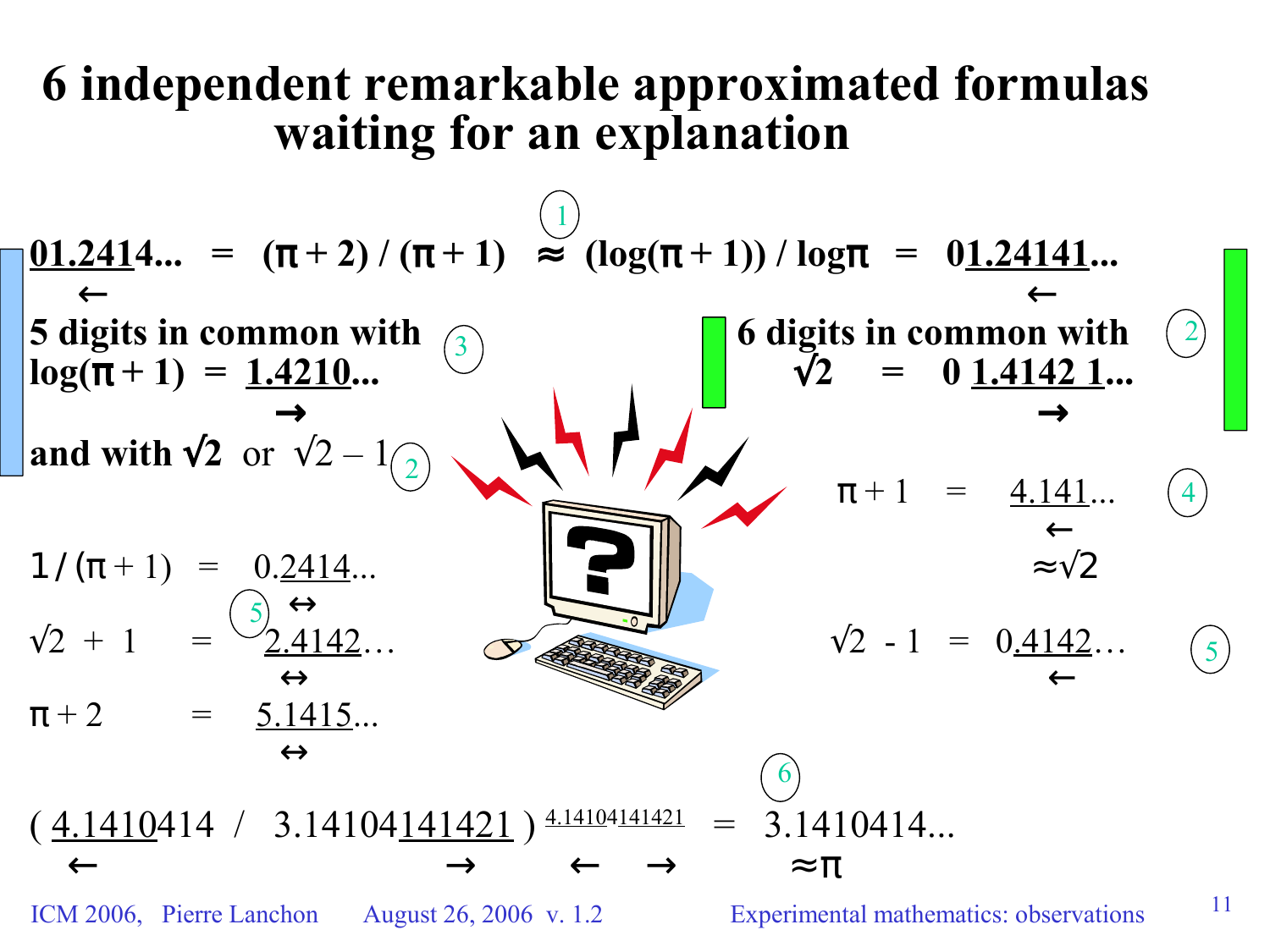# 6 independent remarkable approximated formulas waiting for an explanation

(1)

**01.2414... = $(\pi + 2) / (\pi + 1)$ ≈ $(\log(\pi + 1)) / \log\pi$ = 01.24141...**

←  ←

**5 digits in common with log$(\pi + 1)$ = 1.4210...** (3)

→

**and with $\sqrt{2}$** or $\sqrt{2} - 1$ (2)

**6 digits in common with $\sqrt{2}$ = 0 1.4142 1...** (2)

→

$\pi + 1$ = 4.141... (4)

← ≈$\sqrt{2}$

$1 / (\pi + 1)$ = 0.2414...

↔ (5)

$\sqrt{2} + 1$ = 2.4142…

↔

$\pi + 2$ = 5.1415...

↔

$\sqrt{2} - 1$ = 0.4142… (5)

←

(6)

$$\left( 4.1410414 \;/\; 3.14104141421 \right)^{4.14104141421} = 3.1410414...$$

← → ← → ≈$\pi$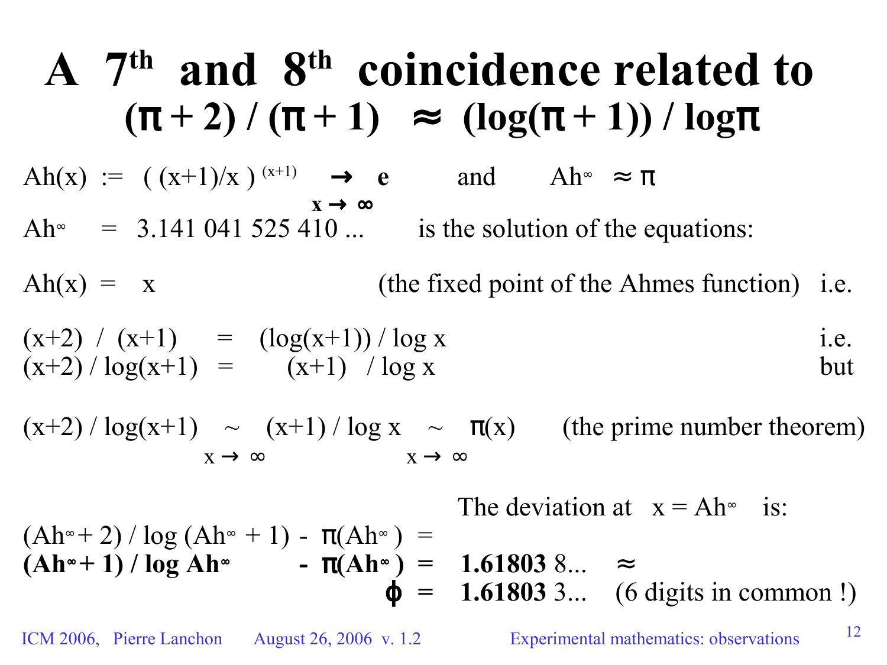# A $7^{th}$ and $8^{th}$ coincidence related to $(\pi + 2) / (\pi + 1) \approx (\log(\pi + 1)) / \log\pi$

$Ah(x) := ((x+1)/x)^{(x+1)} \underset{x \to \infty}{\to} e$ and $Ah^{\infty} \approx \pi$

$Ah^{\infty} = 3.141\,041\,525\,410\ldots$ is the solution of the equations:

$Ah(x) = x$ (the fixed point of the Ahmes function) i.e.

$(x+2) / (x+1) = (\log(x+1)) / \log x$ i.e.

$(x+2) / \log(x+1) = (x+1) / \log x$ but

$(x+2) / \log(x+1) \underset{x \to \infty}{\sim} (x+1) / \log x \underset{x \to \infty}{\sim} \pi(x)$ (the prime number theorem)

The deviation at $x = Ah^{\infty}$ is:

$(Ah^{\infty} + 2) / \log(Ah^{\infty} + 1) - \pi(Ah^{\infty}) =$

$\mathbf{(Ah^{\infty} + 1) / \log Ah^{\infty} - \pi(Ah^{\infty}) = 1.61803}\,8\ldots \approx$

$\phi = \mathbf{1.61803}\,3\ldots$ (6 digits in common !)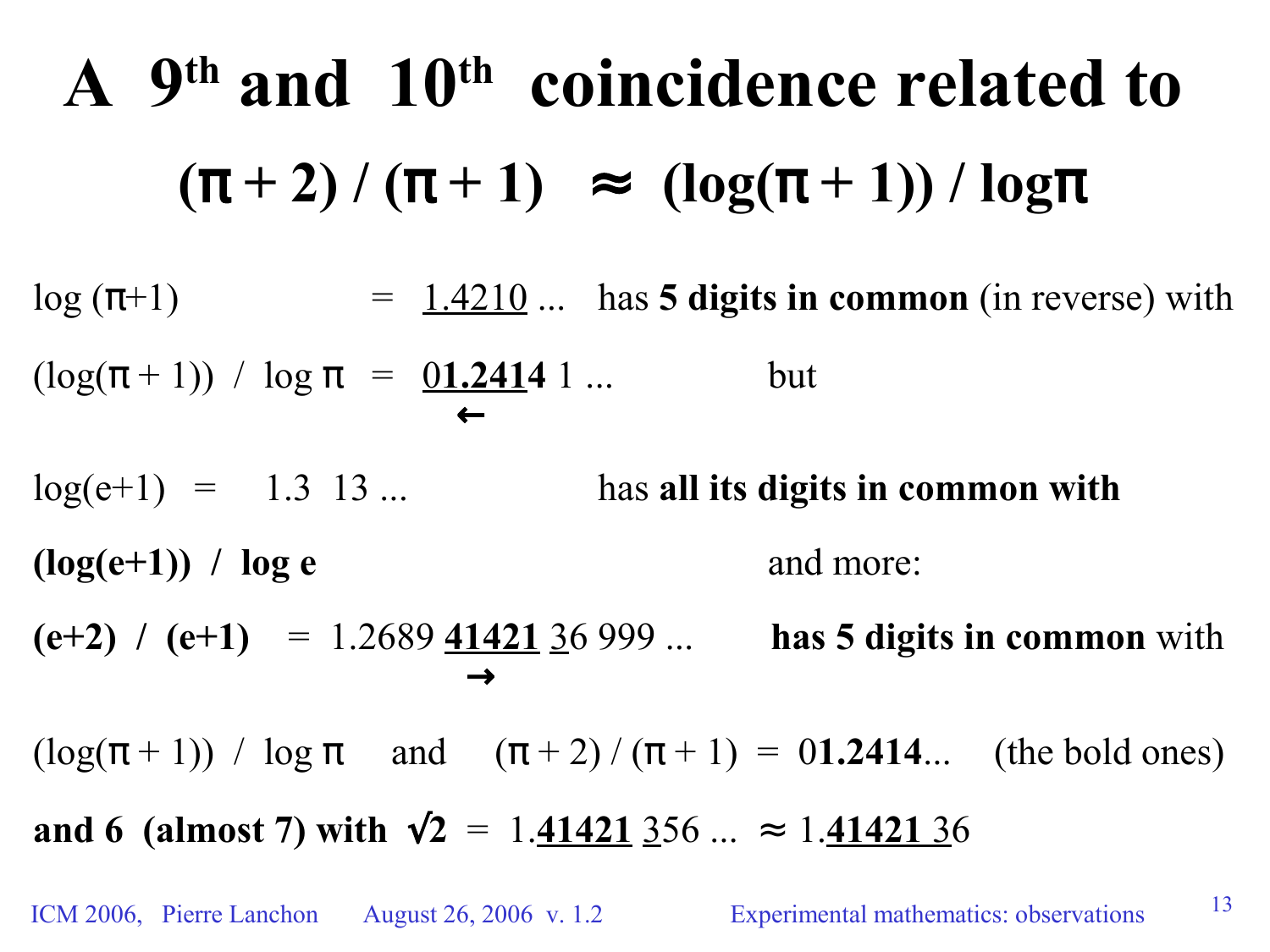# A 9th and 10th coincidence related to $(\pi + 2) / (\pi + 1) \approx (\log(\pi + 1)) / \log\pi$

$\log(\pi+1) = \underline{1.4210}\ldots$ has **5 digits in common** (in reverse) with

$(\log(\pi + 1)) / \log \pi = \underline{0\mathbf{1.241}}\mathbf{4}\ 1\ldots$ ← but

$\log(e+1) = 1.3\ 13\ldots$ has **all its digits in common with**

**$(\log(e+1)) / \log e$** and more:

**$(e+2) / (e+1)$** $= 1.2689\ \underline{\mathbf{41421}}\ \underline{3}6\ 999\ldots$ → **has 5 digits in common** with

$(\log(\pi + 1)) / \log \pi$ and $(\pi + 2) / (\pi + 1) = 0\mathbf{1.2414}\ldots$ (the bold ones)

**and 6 (almost 7) with $\sqrt{2}$** $= 1.\underline{\mathbf{41421}}\ \underline{3}56\ldots \approx 1.\underline{\mathbf{41421}\ 3}6$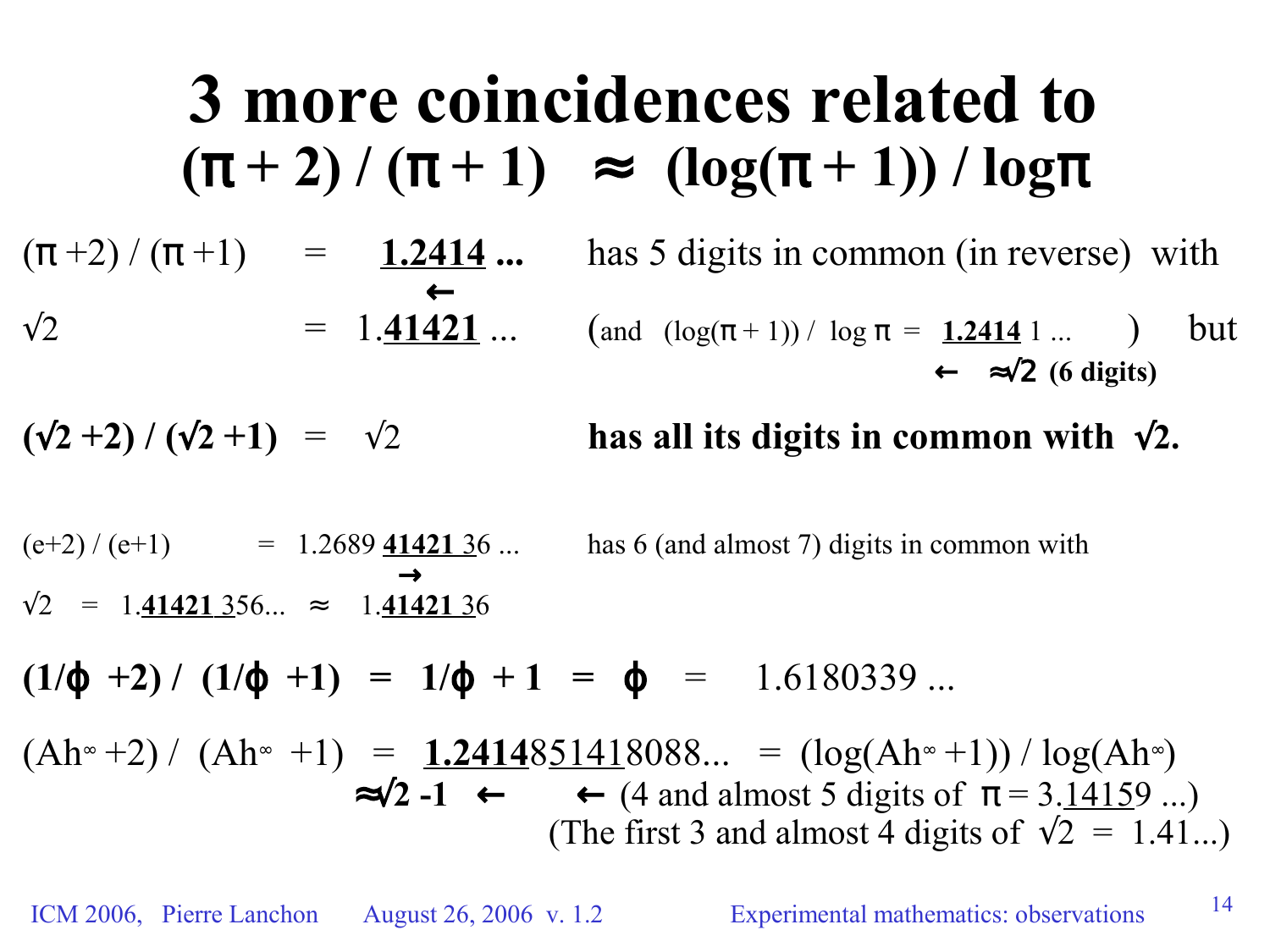# 3 more coincidences related to $(\pi + 2) / (\pi + 1) \approx (\log(\pi + 1)) / \log\pi$

$(\pi + 2) / (\pi + 1) =$ **1.2414 ...** has 5 digits in common (in reverse) with

←

$\sqrt{2} = 1.\underline{41421} \ldots$ (and $(\log(\pi + 1)) / \log \pi =$ **1.2414** 1 ... ) but

← $\approx\sqrt{2}$ **(6 digits)**

**$(\sqrt{2} + 2) / (\sqrt{2} + 1) = \sqrt{2}$ has all its digits in common with $\sqrt{2}$.**

$(e+2) / (e+1) = 1.2689\ \underline{41421\ 3}6 \ldots$ has 6 (and almost 7) digits in common with

→

$\sqrt{2} = 1.\underline{41421\ 3}56\ldots \approx 1.\underline{41421\ 3}6$

**$(1/\phi + 2) / (1/\phi + 1) = 1/\phi + 1 = \phi$** $= 1.6180339 \ldots$

$(Ah^\infty + 2) / (Ah^\infty + 1) =$ **1.2414**$8\underline{5141}8088\ldots = (\log(Ah^\infty + 1)) / \log(Ah^\infty)$

**$\approx\sqrt{2}$ -1** ← ← (4 and almost 5 digits of $\pi = 3.\underline{1415}9 \ldots$)

(The first 3 and almost 4 digits of $\sqrt{2} = 1.41\ldots$)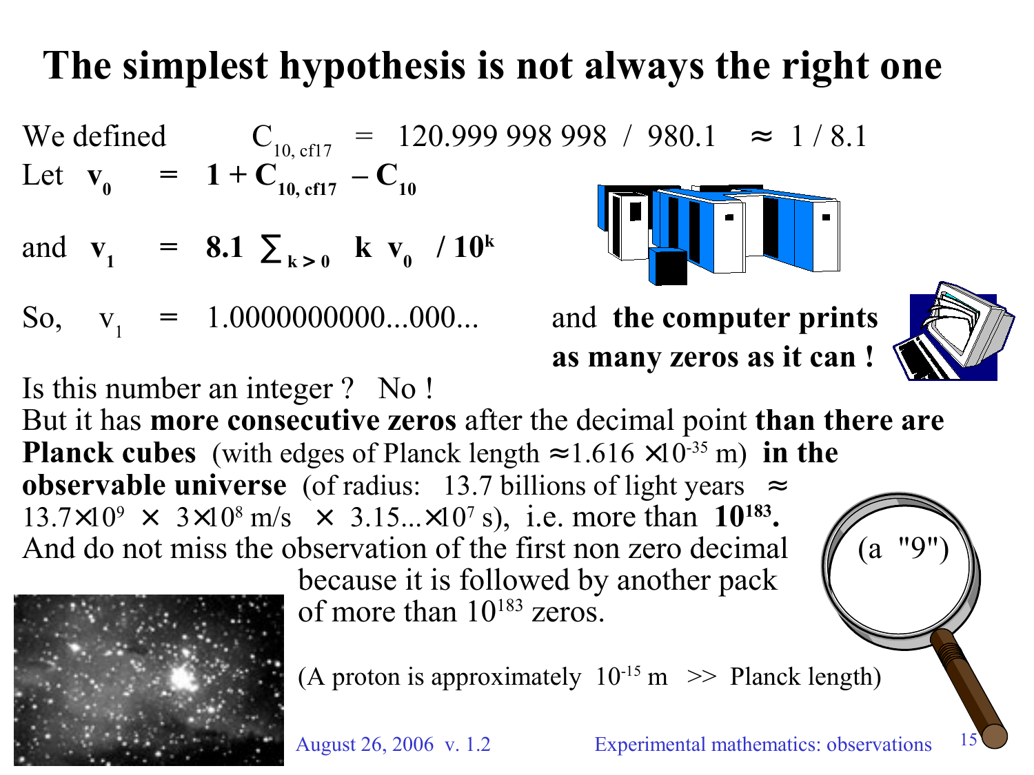# The simplest hypothesis is not always the right one

We defined $C_{10,\,cf17} = 120.999\,998\,998 \;/\; 980.1 \approx 1 / 8.1$

Let $\mathbf{v_0} = \mathbf{1 + C_{10,\,cf17} - C_{10}}$

and $\mathbf{v_1} = \mathbf{8.1 \sum_{k>0} k\, v_0 \;/ 10^k}$

So, $v_1 = 1.0000000000...000...$ and **the computer prints as many zeros as it can !**

Is this number an integer ? No !

But it has **more consecutive zeros** after the decimal point **than there are Planck cubes** (with edges of Planck length $\approx 1.616 \times 10^{-35}$ m) **in the observable universe** (of radius: 13.7 billions of light years $\approx 13.7\times 10^{9} \times 3\times 10^{8}$ m/s $\times 3.15...\times 10^{7}$ s), i.e. more than $\mathbf{10^{183}}$**.**

And do not miss the observation of the first non zero decimal (a "9") because it is followed by another pack of more than $10^{183}$ zeros.

(A proton is approximately $10^{-15}$ m >> Planck length)

August 26, 2006 v. 1.2 Experimental mathematics: observations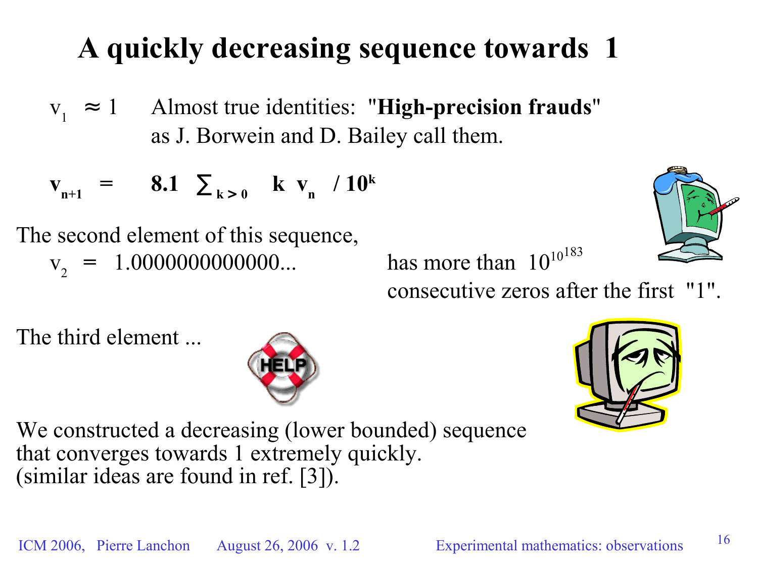# A quickly decreasing sequence towards 1

$v_1 \approx 1$ Almost true identities: "**High-precision frauds**" as J. Borwein and D. Bailey call them.

$$\mathbf{v_{n+1} = 8.1 \sum_{k>0} k\, v_n / 10^k}$$

The second element of this sequence,

$v_2 = 1.0000000000000...$ has more than $10^{10^{183}}$ consecutive zeros after the first "1".

The third element ...

We constructed a decreasing (lower bounded) sequence that converges towards 1 extremely quickly.
(similar ideas are found in ref. [3]).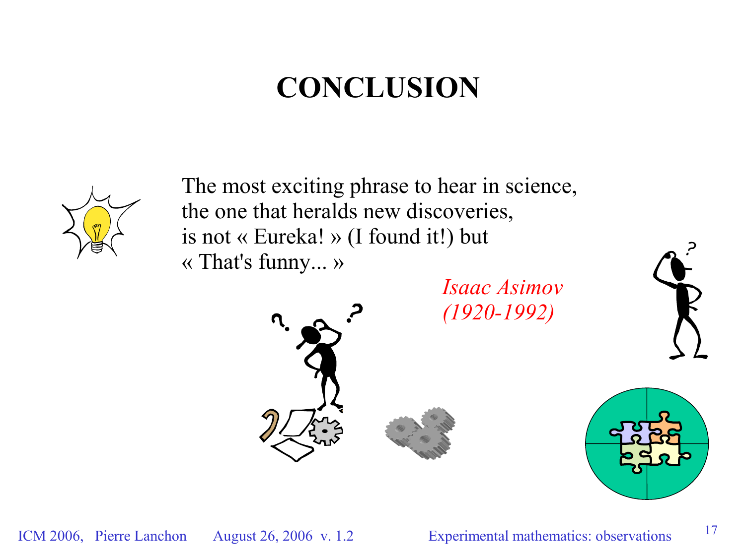# CONCLUSION

The most exciting phrase to hear in science,
the one that heralds new discoveries,
is not « Eureka! » (I found it!) but
« That's funny... »

*Isaac Asimov*
*(1920-1992)*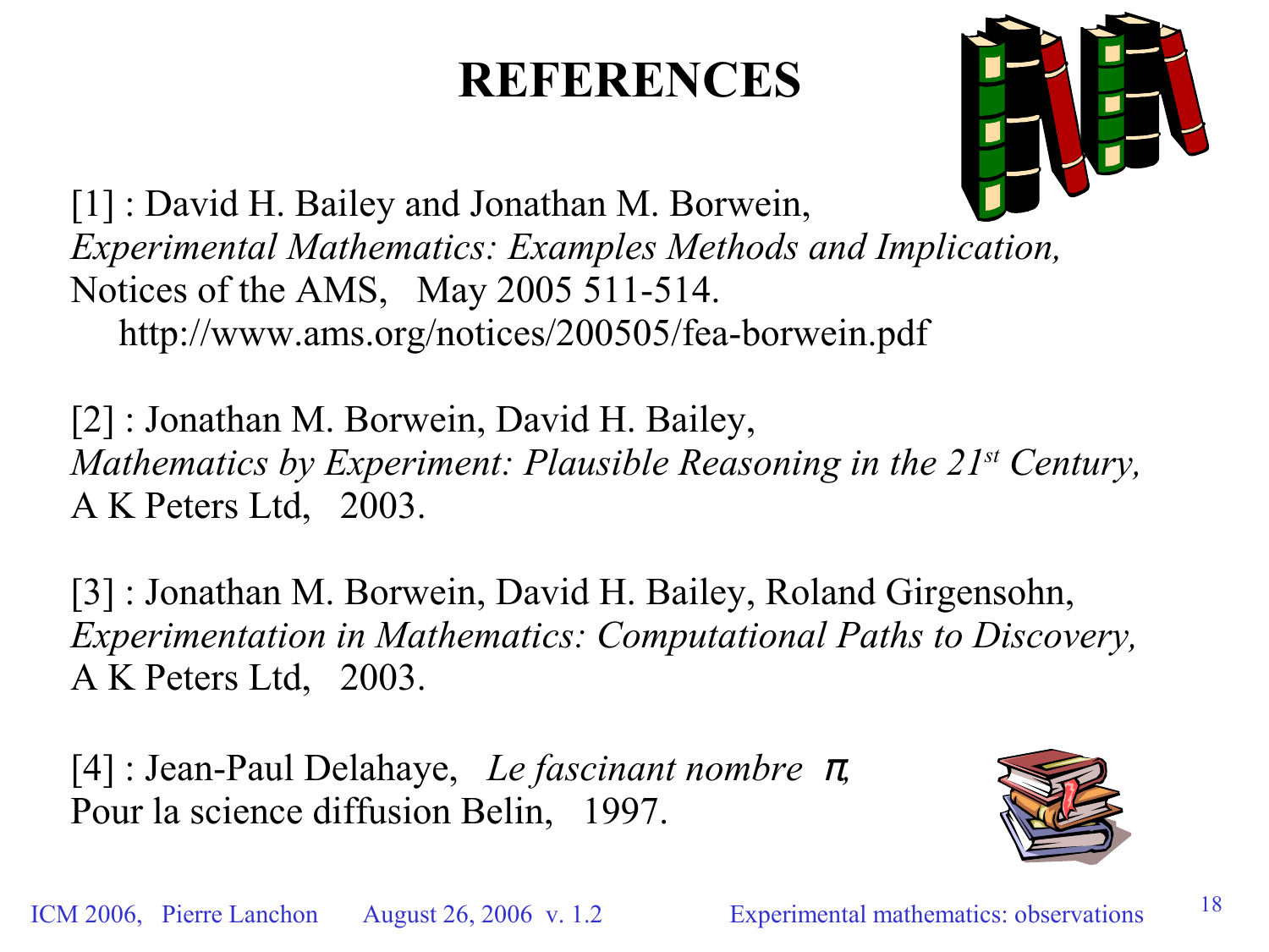# REFERENCES

[1] : David H. Bailey and Jonathan M. Borwein, *Experimental Mathematics: Examples Methods and Implication,* Notices of the AMS, May 2005 511-514.
http://www.ams.org/notices/200505/fea-borwein.pdf

[2] : Jonathan M. Borwein, David H. Bailey, *Mathematics by Experiment: Plausible Reasoning in the 21st Century,* A K Peters Ltd, 2003.

[3] : Jonathan M. Borwein, David H. Bailey, Roland Girgensohn, *Experimentation in Mathematics: Computational Paths to Discovery,* A K Peters Ltd, 2003.

[4] : Jean-Paul Delahaye, *Le fascinant nombre* $\pi$, Pour la science diffusion Belin, 1997.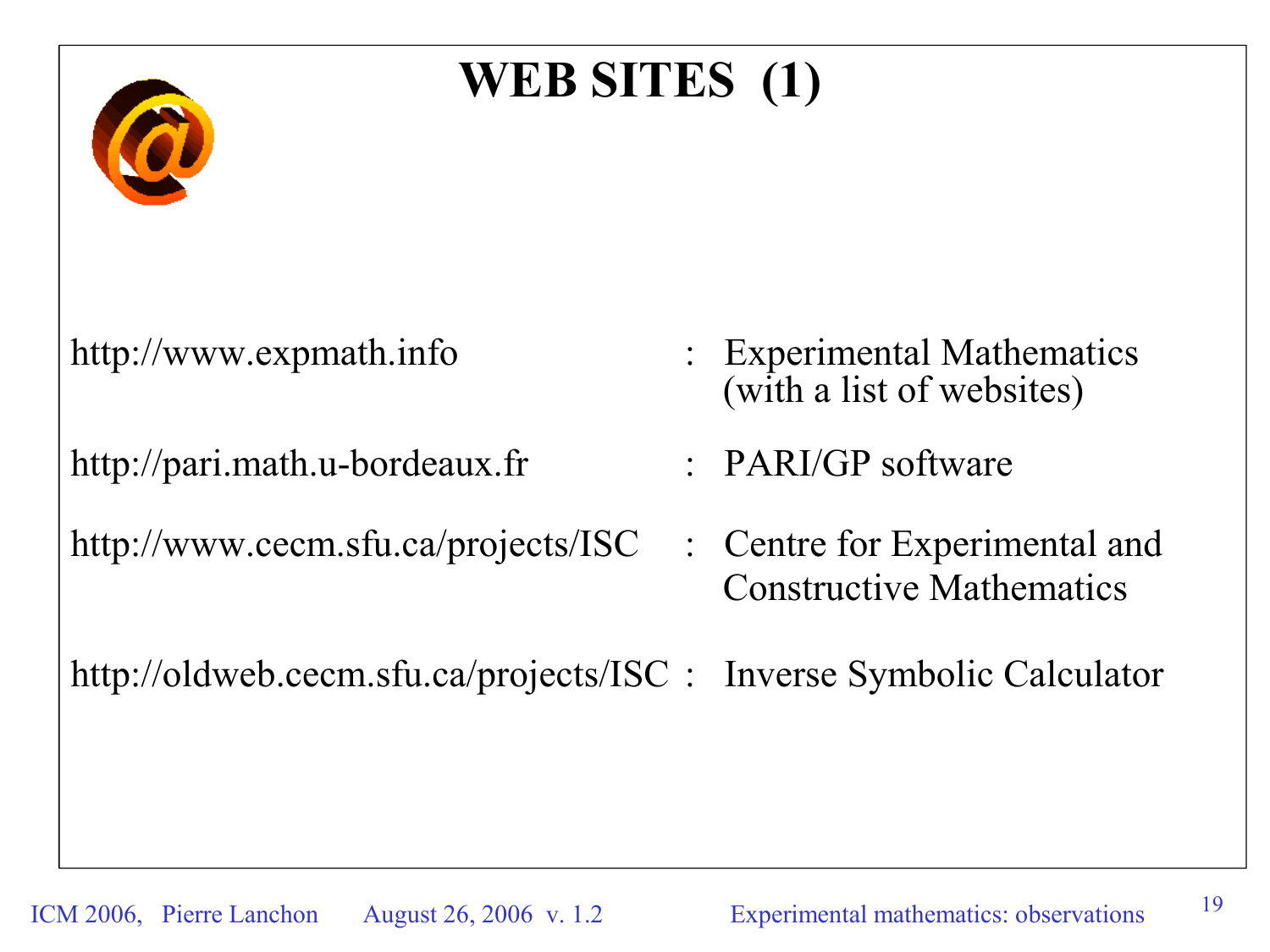# WEB SITES (1)

| | | |
|---|---|---|
| http://www.expmath.info | : | Experimental Mathematics (with a list of websites) |
| http://pari.math.u-bordeaux.fr | : | PARI/GP software |
| http://www.cecm.sfu.ca/projects/ISC | : | Centre for Experimental and Constructive Mathematics |
| http://oldweb.cecm.sfu.ca/projects/ISC | : | Inverse Symbolic Calculator |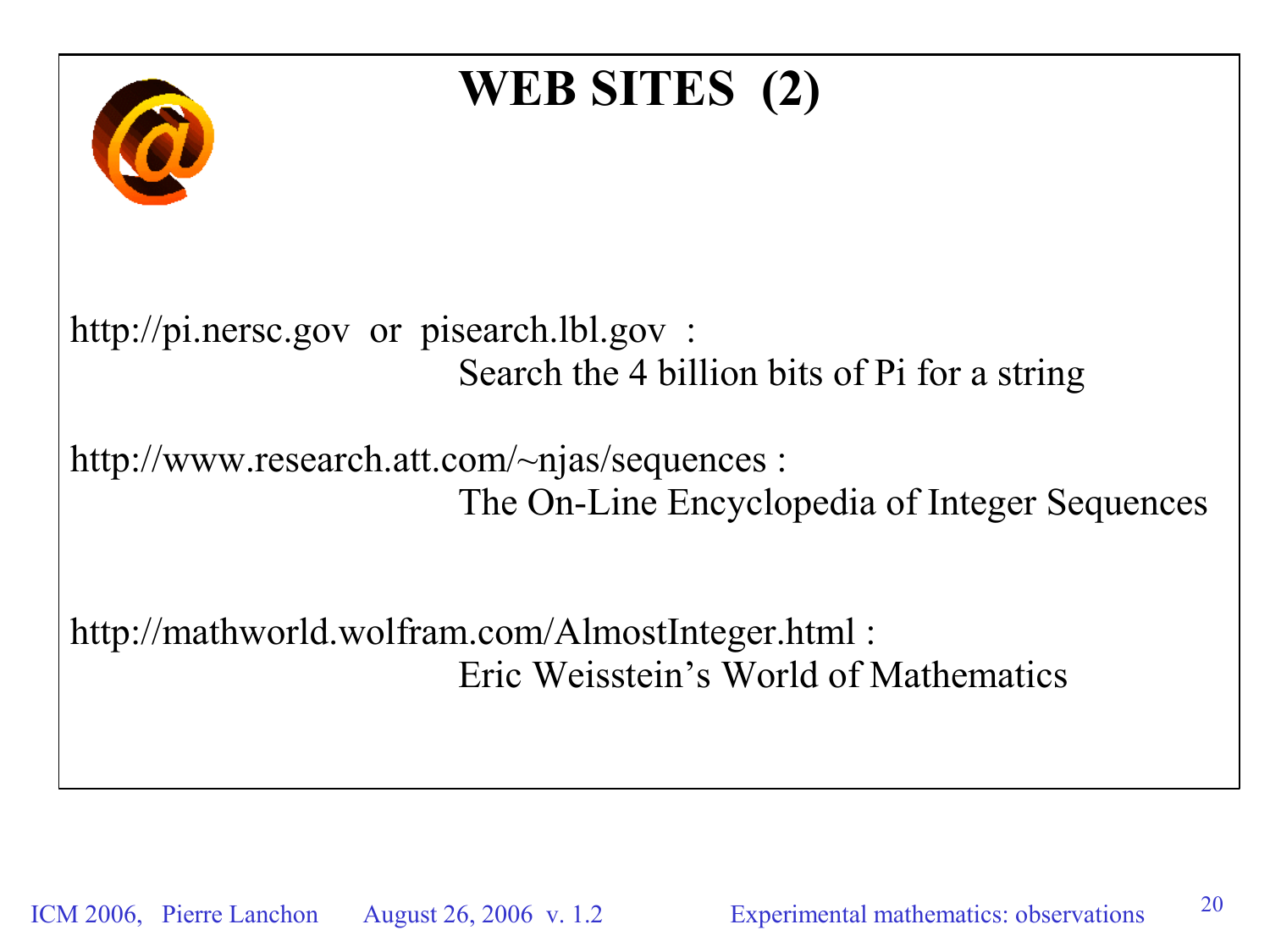# WEB SITES (2)

http://pi.nersc.gov or pisearch.lbl.gov :
Search the 4 billion bits of Pi for a string

http://www.research.att.com/~njas/sequences :
The On-Line Encyclopedia of Integer Sequences

http://mathworld.wolfram.com/AlmostInteger.html :
Eric Weisstein's World of Mathematics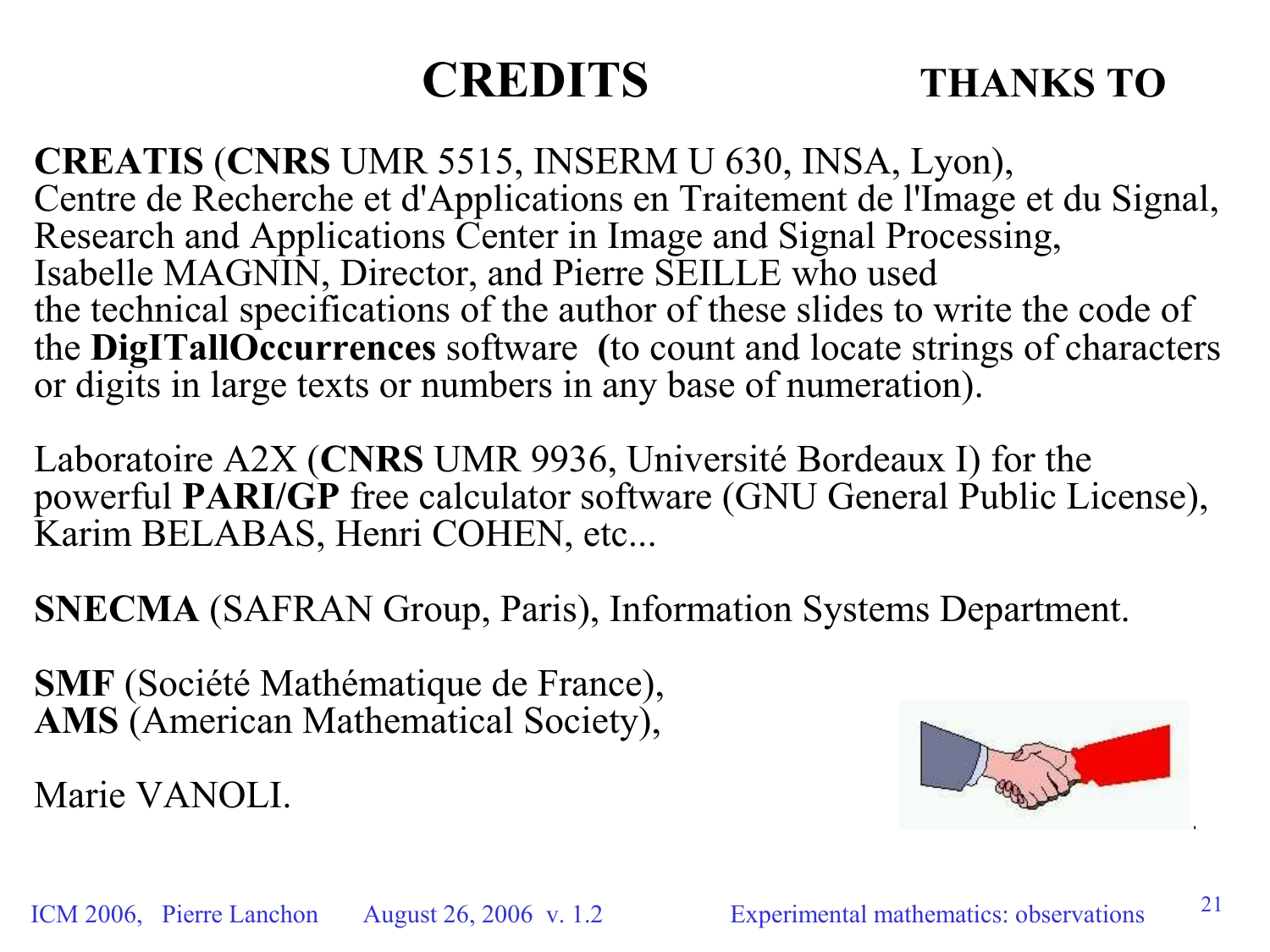# CREDITS

## THANKS TO

**CREATIS** (**CNRS** UMR 5515, INSERM U 630, INSA, Lyon),
Centre de Recherche et d'Applications en Traitement de l'Image et du Signal,
Research and Applications Center in Image and Signal Processing,
Isabelle MAGNIN, Director, and Pierre SEILLE who used
the technical specifications of the author of these slides to write the code of
the **DigITallOccurrences** software **(**to count and locate strings of characters
or digits in large texts or numbers in any base of numeration).

Laboratoire A2X (**CNRS** UMR 9936, Université Bordeaux I) for the
powerful **PARI/GP** free calculator software (GNU General Public License),
Karim BELABAS, Henri COHEN, etc...

**SNECMA** (SAFRAN Group, Paris), Information Systems Department.

**SMF** (Société Mathématique de France),
**AMS** (American Mathematical Society),

Marie VANOLI.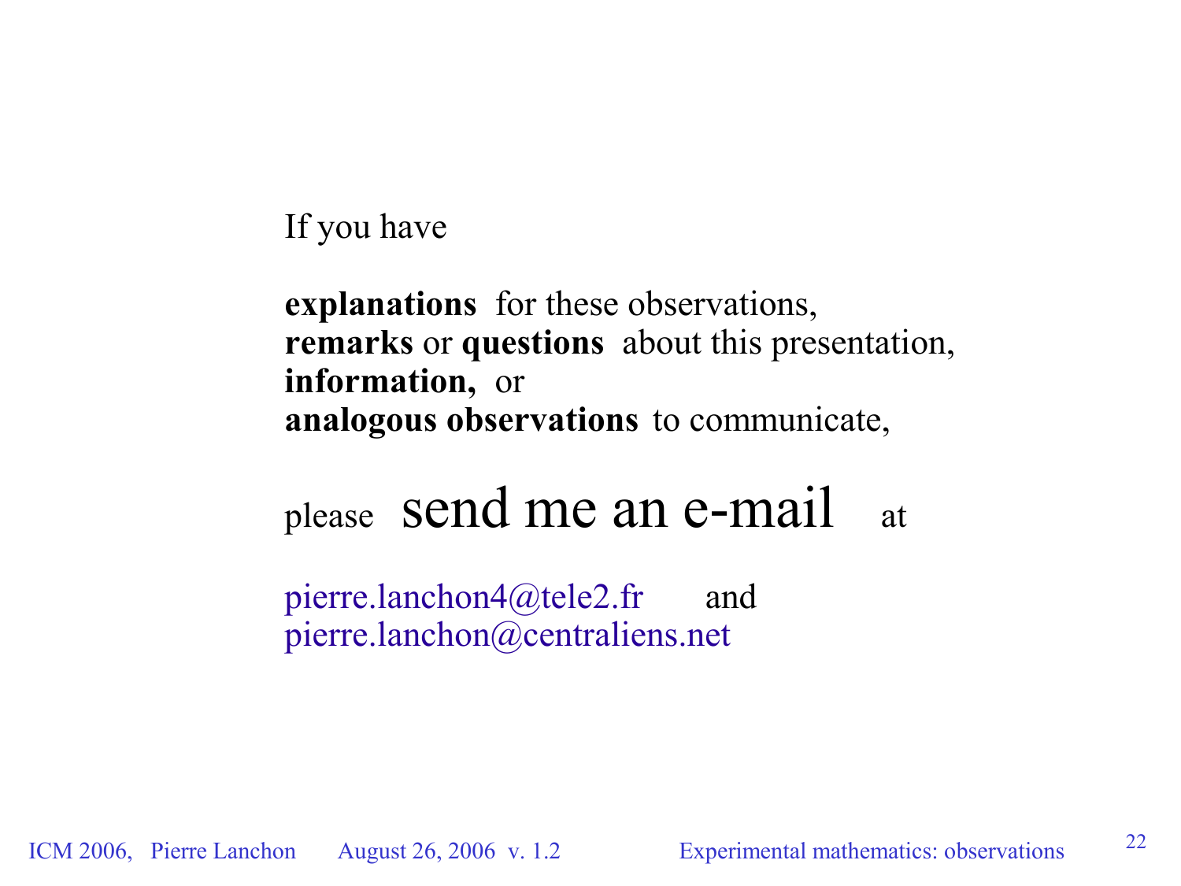If you have

**explanations** for these observations,
**remarks** or **questions** about this presentation,
**information,** or
**analogous observations** to communicate,

please send me an e-mail at

pierre.lanchon4@tele2.fr and
pierre.lanchon@centraliens.net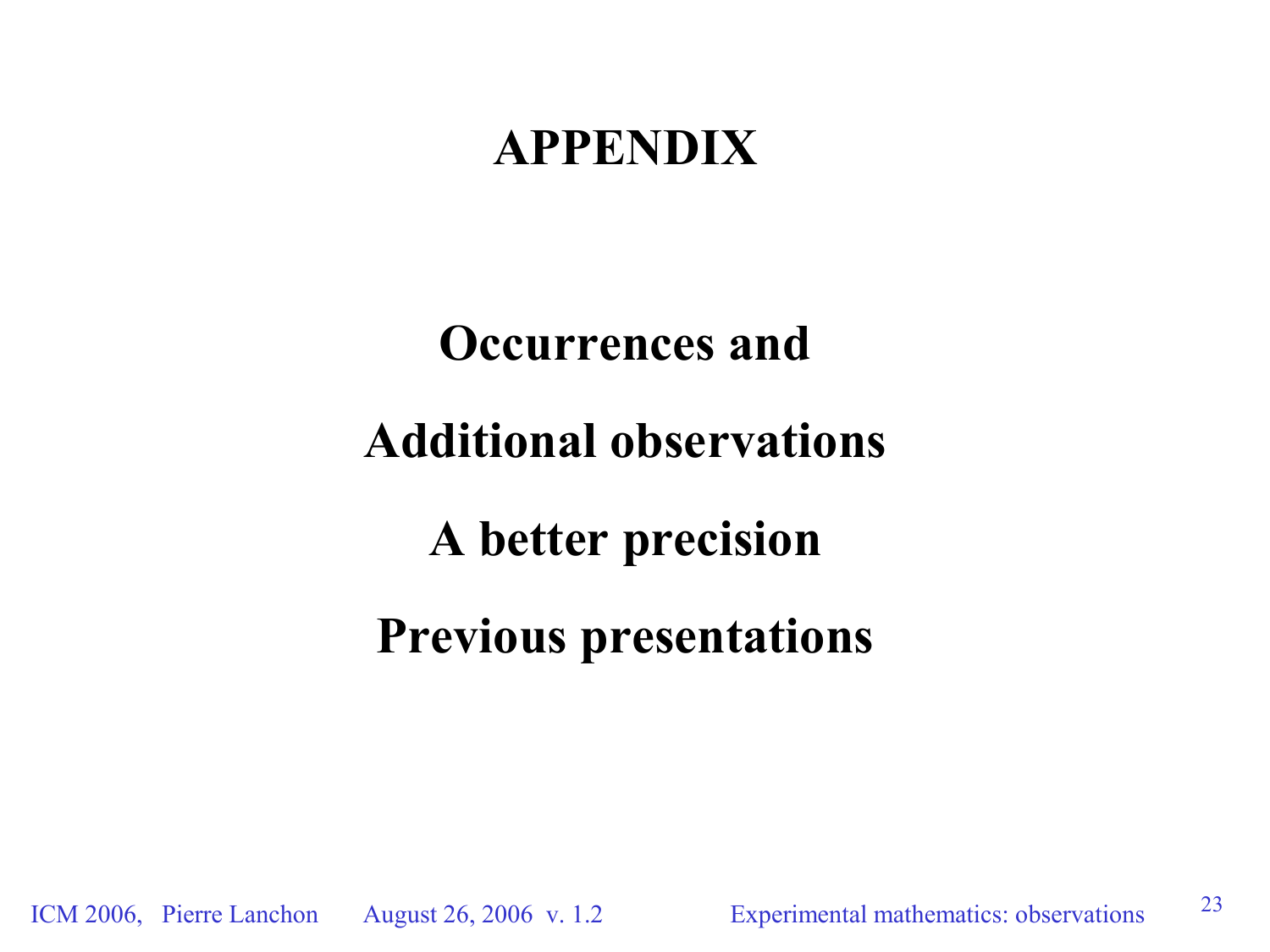# APPENDIX

**Occurrences and**

**Additional observations**

**A better precision**

**Previous presentations**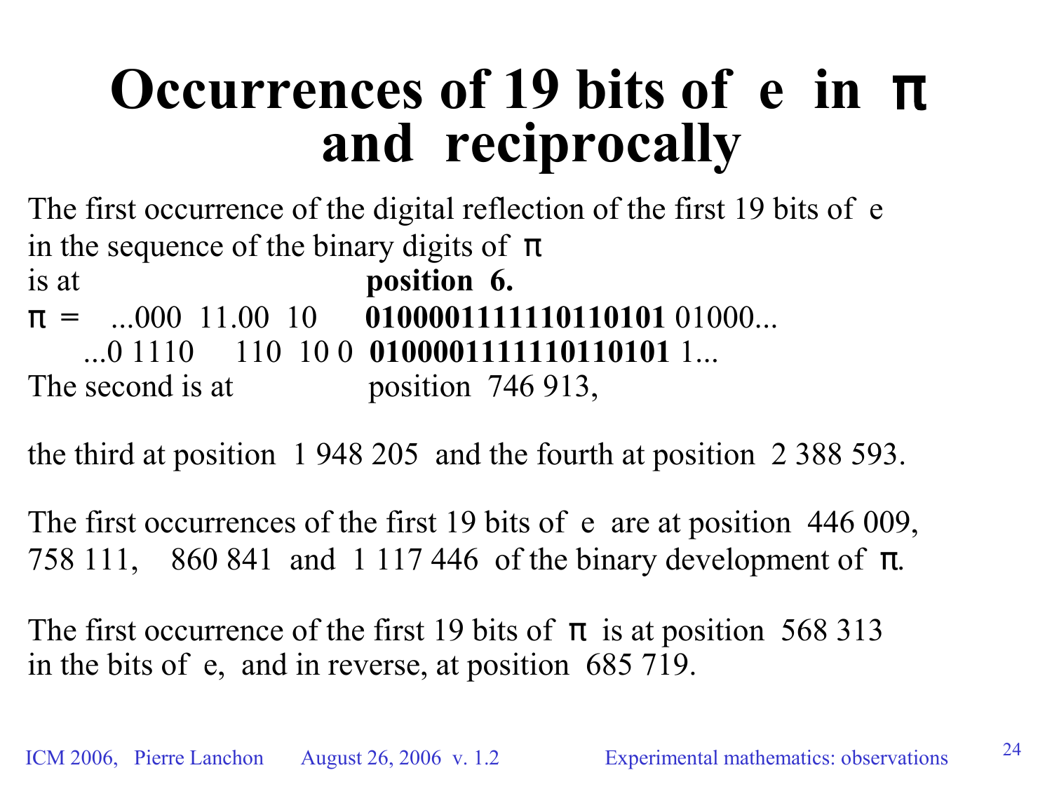# Occurrences of 19 bits of e in π and reciprocally

The first occurrence of the digital reflection of the first 19 bits of e in the sequence of the binary digits of π is at **position 6.**

π = ...000 11.00 10 **0100001111110110101** 01000...

...0 1110 110 10 0 **0100001111110110101** 1...

The second is at position 746 913,

the third at position 1 948 205 and the fourth at position 2 388 593.

The first occurrences of the first 19 bits of e are at position 446 009, 758 111, 860 841 and 1 117 446 of the binary development of π.

The first occurrence of the first 19 bits of π is at position 568 313 in the bits of e, and in reverse, at position 685 719.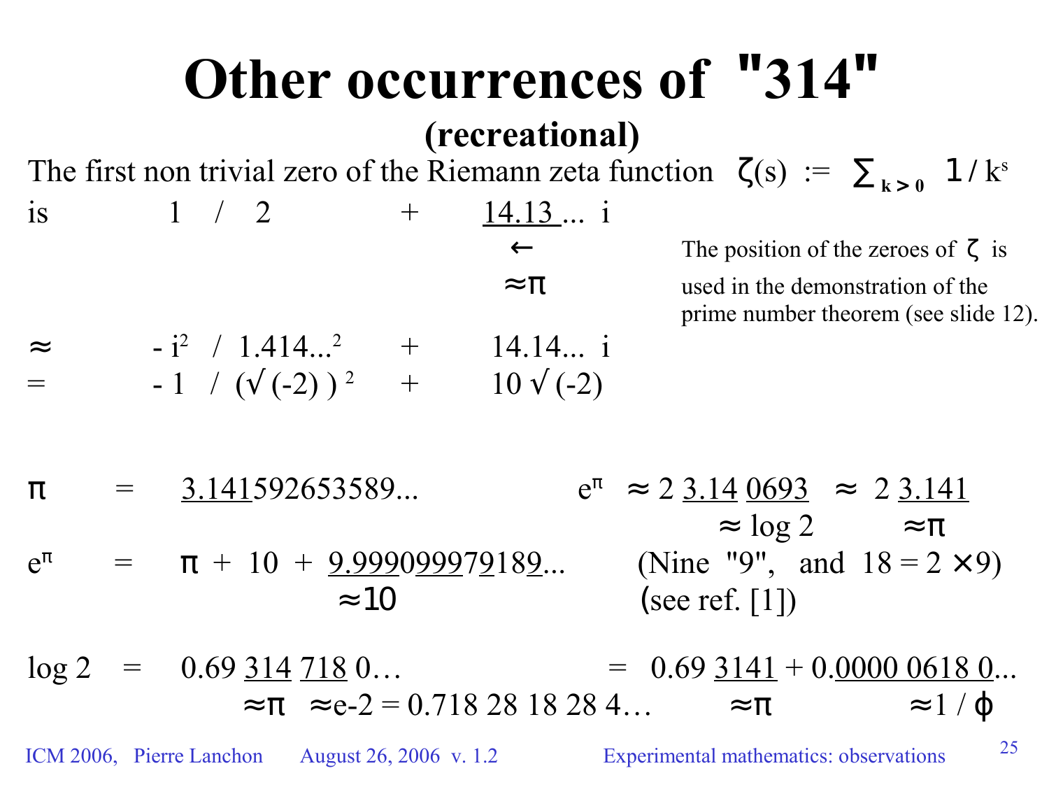# Other occurrences of "314"

## (recreational)

The first non trivial zero of the Riemann zeta function $\zeta(s) := \sum_{k>0} 1/k^s$

is $1 \;/\; 2 \;+\; \underline{14.13}...\, i$

$\leftarrow$ $\approx\pi$

The position of the zeroes of $\zeta$ is used in the demonstration of the prime number theorem (see slide 12).

$\approx \; -i^2 \;/\; 1.414...^2 \;+\; 14.14...\, i$

$= \; -1 \;/\; (\sqrt{(-2)})^2 \;+\; 10\sqrt{(-2)}$

$\pi \;=\; \underline{3.141}592653589...$

$e^\pi \approx 2\;\underline{3.14}\;\underline{0693} \approx 2\;\underline{3.141}$

($\underline{0693} \approx \log 2$, $\underline{3.141} \approx \pi$)

$e^\pi \;=\; \pi + 10 + \underline{9.999}0\underline{999}7\underline{9}18\underline{9}...$ (Nine "9", and $18 = 2\times 9$) (see ref. [1])

($\underline{9.999...} \approx 10$)

$\log 2 \;=\; 0.69\;\underline{314}\;\underline{718}\;0... \;=\; 0.69\;\underline{3141} + 0.\underline{0000\;0618\;0}...$

($\underline{314} \approx \pi$, $\underline{718} \approx e-2 = 0.718\;28\;18\;28\;4...$, $\underline{3141} \approx \pi$, $\underline{0000\;0618\;0} \approx 1/\phi$)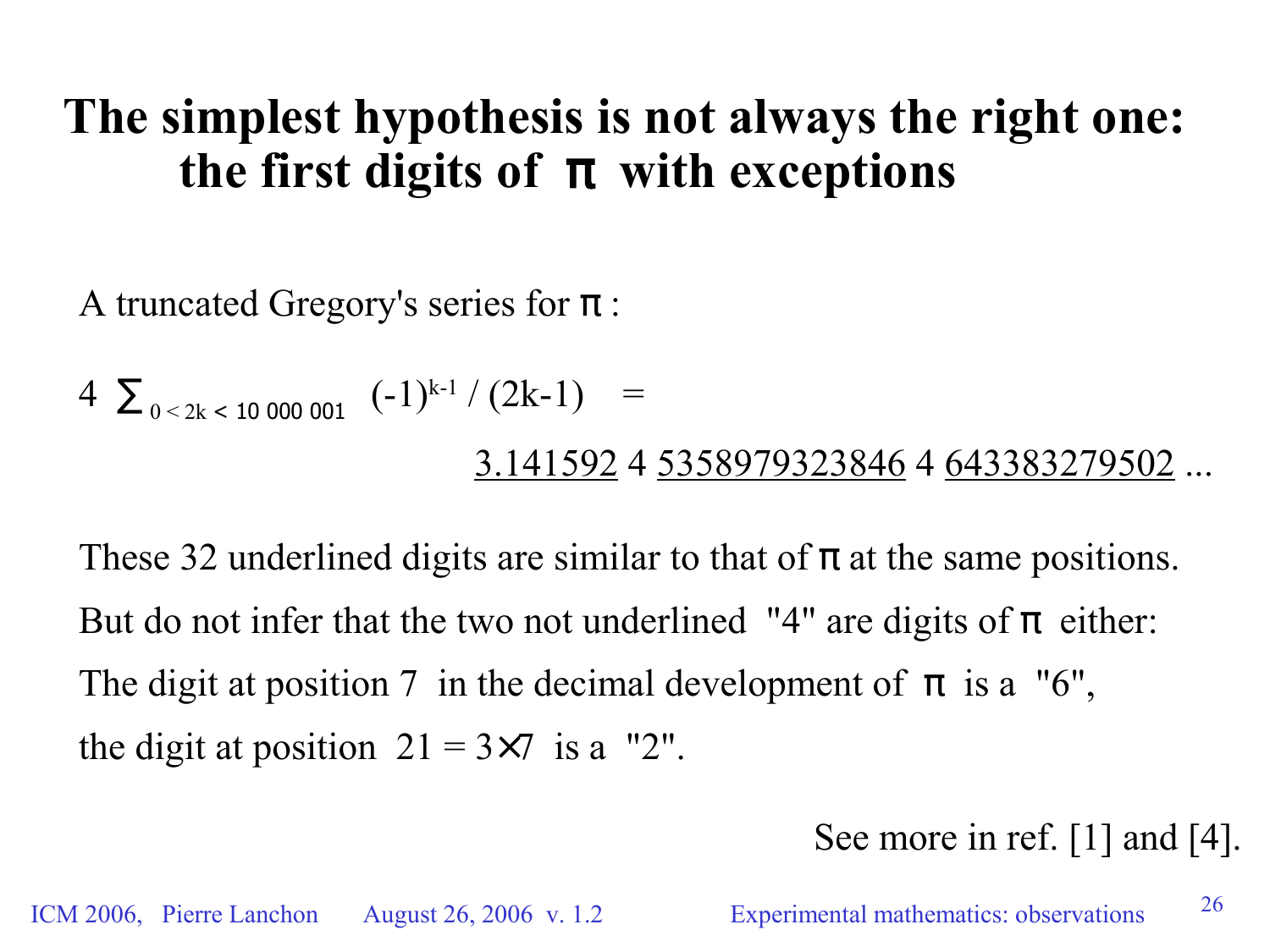# The simplest hypothesis is not always the right one: the first digits of π with exceptions

A truncated Gregory's series for π :

$$4 \sum_{0 < 2k < 10\,000\,001} (-1)^{k-1} / (2k-1) =$$

$$\underline{3.141592}\ 4\ \underline{5358979323846}\ 4\ \underline{643383279502} \ldots$$

These 32 underlined digits are similar to that of π at the same positions.

But do not infer that the two not underlined "4" are digits of π either:

The digit at position 7 in the decimal development of π is a "6",

the digit at position $21 = 3 \times 7$ is a "2".

See more in ref. [1] and [4].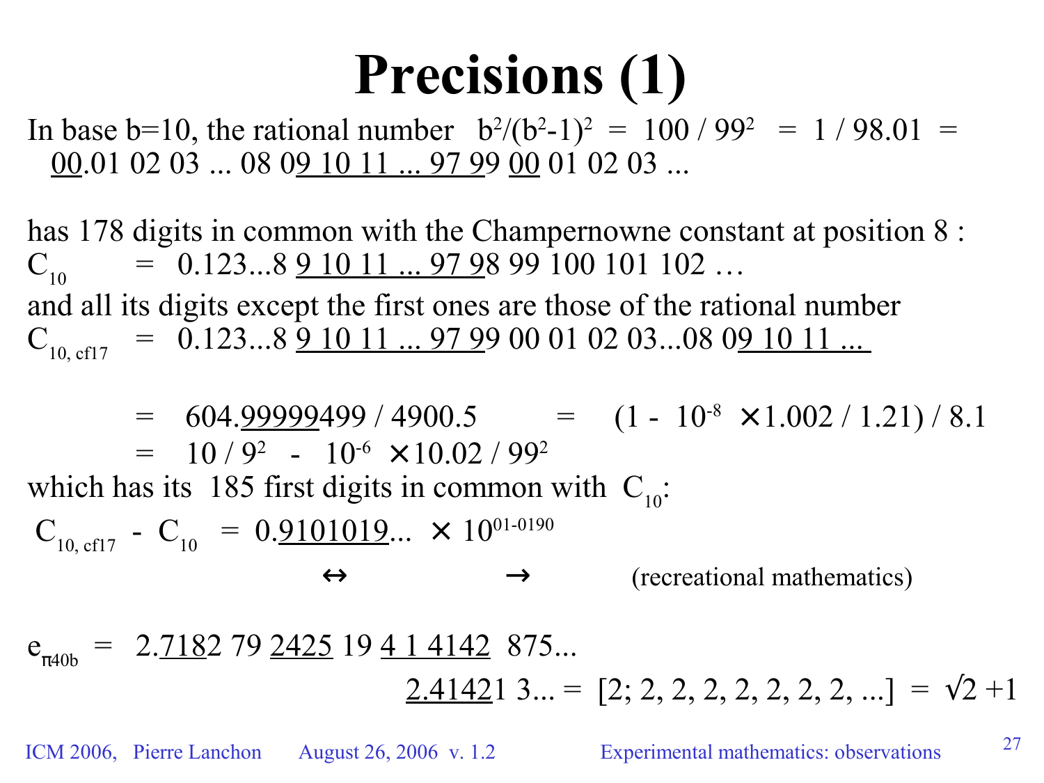# Precisions (1)

In base b=10, the rational number $b^2/(b^2-1)^2 = 100 / 99^2 = 1 / 98.01 =$
$\underline{00}.01\ 02\ 03\ ...\ 08\ 0\underline{9\ 10\ 11\ ...\ 97\ 9}9\ \underline{00}\ 01\ 02\ 03\ ...$

has 178 digits in common with the Champernowne constant at position 8 :
$C_{10} \quad = \quad 0.123...8\ \underline{9\ 10\ 11\ ...\ 97\ 9}8\ 99\ 100\ 101\ 102\ \ldots$
and all its digits except the first ones are those of the rational number
$C_{10,\ cf17} \quad = \quad 0.123...8\ \underline{9\ 10\ 11\ ...\ 97\ 9}9\ 00\ 01\ 02\ 03...08\ 0\underline{9\ 10\ 11\ ...}$

$= \quad 604.\underline{99999}499 / 4900.5 \qquad = \quad (1 - 10^{-8} \times 1.002 / 1.21) / 8.1$
$= \quad 10 / 9^2 \ - \ 10^{-6} \times 10.02 / 99^2$

which has its 185 first digits in common with $C_{10}$:

$C_{10,\ cf17} - C_{10} = 0.\underline{9101019}... \times 10^{01-0190}$

↔ → (recreational mathematics)

$e_{\pi 40b} = 2.\underline{718}2\ 79\ \underline{2425}\ 19\ \underline{4\ 1\ 4142}\ \ 875...$
$\underline{2.4142}1\ 3... = [2; 2, 2, 2, 2, 2, 2, 2, ...] = \sqrt{2} + 1$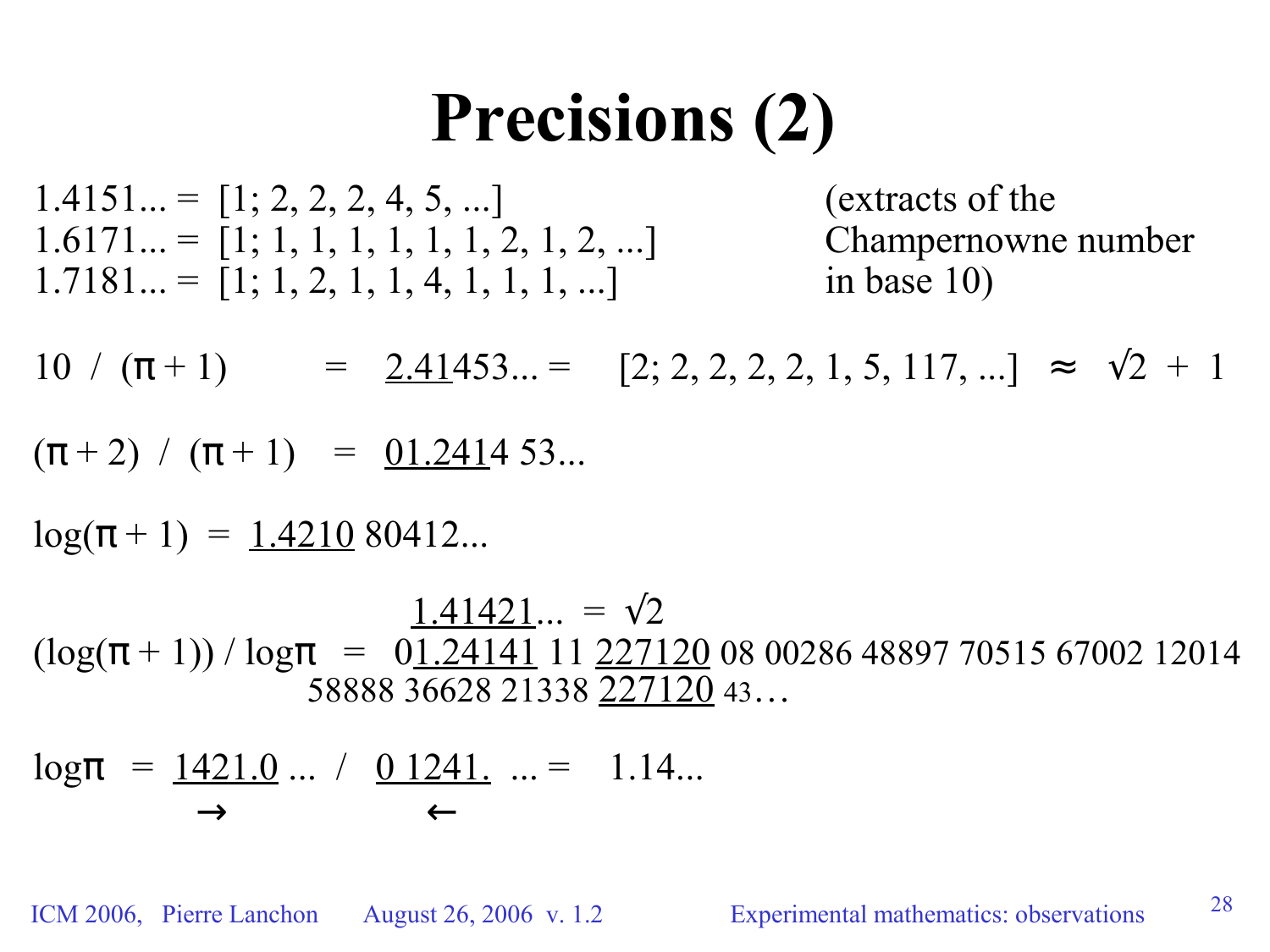# Precisions (2)

$1.4151... = [1; 2, 2, 2, 4, 5, ...]$
$1.6171... = [1; 1, 1, 1, 1, 1, 1, 2, 1, 2, ...]$
$1.7181... = [1; 1, 2, 1, 1, 4, 1, 1, 1, ...]$

(extracts of the Champernowne number in base 10)

$10 \; / \; (\pi + 1) \quad = \quad \underline{2.41}453... = \quad [2; 2, 2, 2, 2, 1, 5, 117, ...] \;\approx\; \sqrt{2} + 1$

$(\pi + 2) \; / \; (\pi + 1) \quad = \quad \underline{01.241}4\ 53...$

$\log(\pi + 1) \;=\; \underline{1.4210}\ 80412...$

$\underline{1.41421}... \;=\; \sqrt{2}$

$(\log(\pi + 1)) \,/\, \log\pi \quad = \quad 0\underline{1.24141}\ 11\ \underline{227120}\ 08\ 00286\ 48897\ 70515\ 67002\ 12014\ 58888\ 36628\ 21338\ \underline{227120}\ 43\ldots$

$\log\pi \;=\; \underline{1421.0}\ ...\; / \;\; \underline{0\ 1241.}\ \; ... = \quad 1.14...$

$\quad\quad\; \rightarrow \qquad\qquad\quad \leftarrow$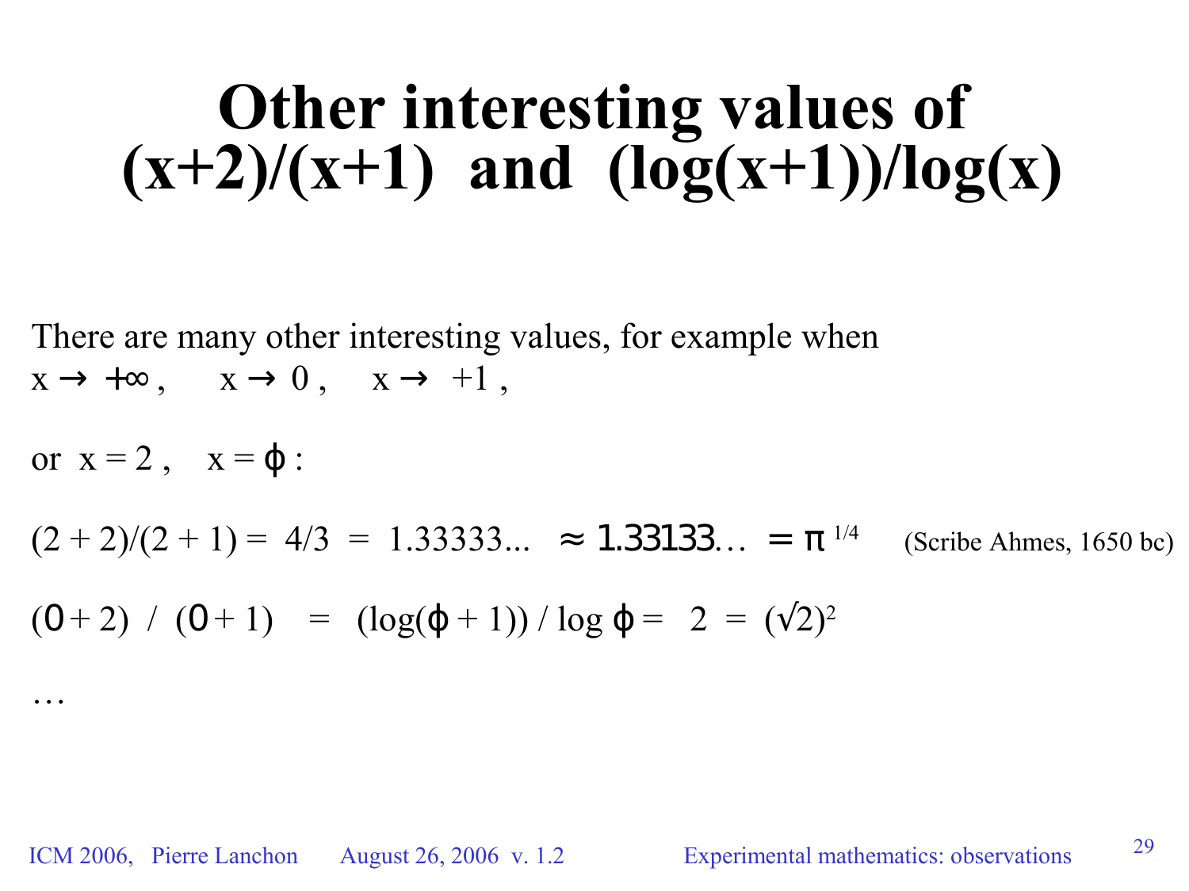# Other interesting values of (x+2)/(x+1) and (log(x+1))/log(x)

There are many other interesting values, for example when

$x \rightarrow +\infty$ ,  $x \rightarrow 0$ ,  $x \rightarrow +1$ ,

or $x = 2$ ,  $x = \phi$ :

$(2 + 2)/(2 + 1) = 4/3 = 1.33333... \approx 1.33133... = \pi^{1/4}$  (Scribe Ahmes, 1650 bc)

$(0 + 2) \;/\; (0 + 1) \;=\; (\log(\phi + 1)) / \log \phi = 2 = (\sqrt{2})^2$

…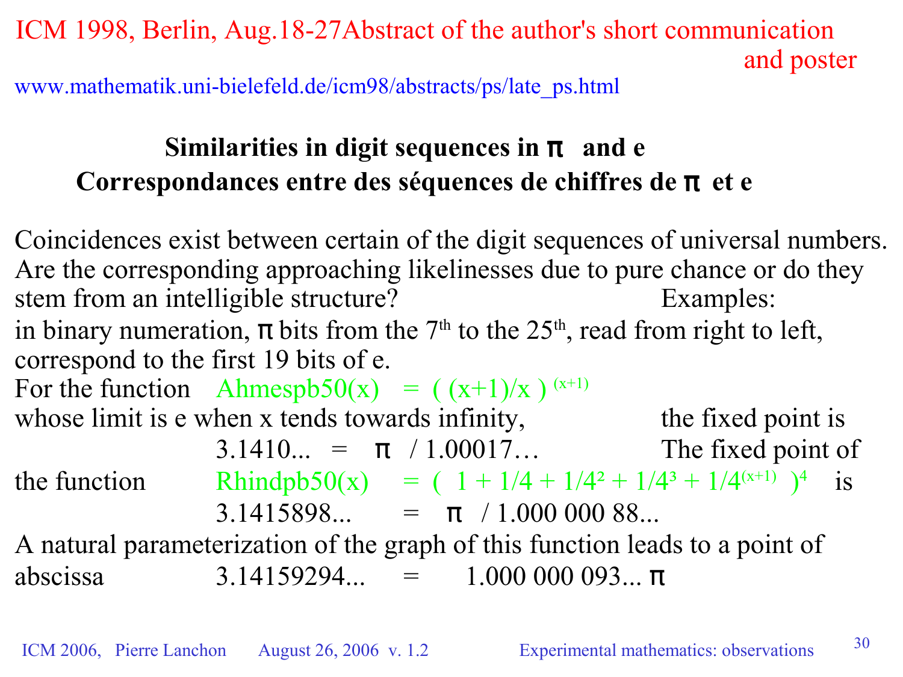ICM 1998, Berlin, Aug.18-27Abstract of the author's short communication and poster

www.mathematik.uni-bielefeld.de/icm98/abstracts/ps/late_ps.html

## Similarities in digit sequences in π and e

## Correspondances entre des séquences de chiffres de π et e

Coincidences exist between certain of the digit sequences of universal numbers. Are the corresponding approaching likelinesses due to pure chance or do they stem from an intelligible structure? Examples:

in binary numeration, π bits from the $7^{th}$ to the $25^{th}$, read from right to left, correspond to the first 19 bits of e.

For the function Ahmespb50(x) $= ( (x+1)/x )^{(x+1)}$ whose limit is e when x tends towards infinity, the fixed point is

3.1410... = π / 1.00017… The fixed point of the function Rhindpb50(x) $= ( 1 + 1/4 + 1/4^2 + 1/4^3 + 1/4^{(x+1)} )^4$ is

3.1415898... = π / 1.000 000 88...

A natural parameterization of the graph of this function leads to a point of abscissa 3.14159294... = 1.000 000 093... π

ICM 2006, Pierre Lanchon August 26, 2006 v. 1.2 Experimental mathematics: observations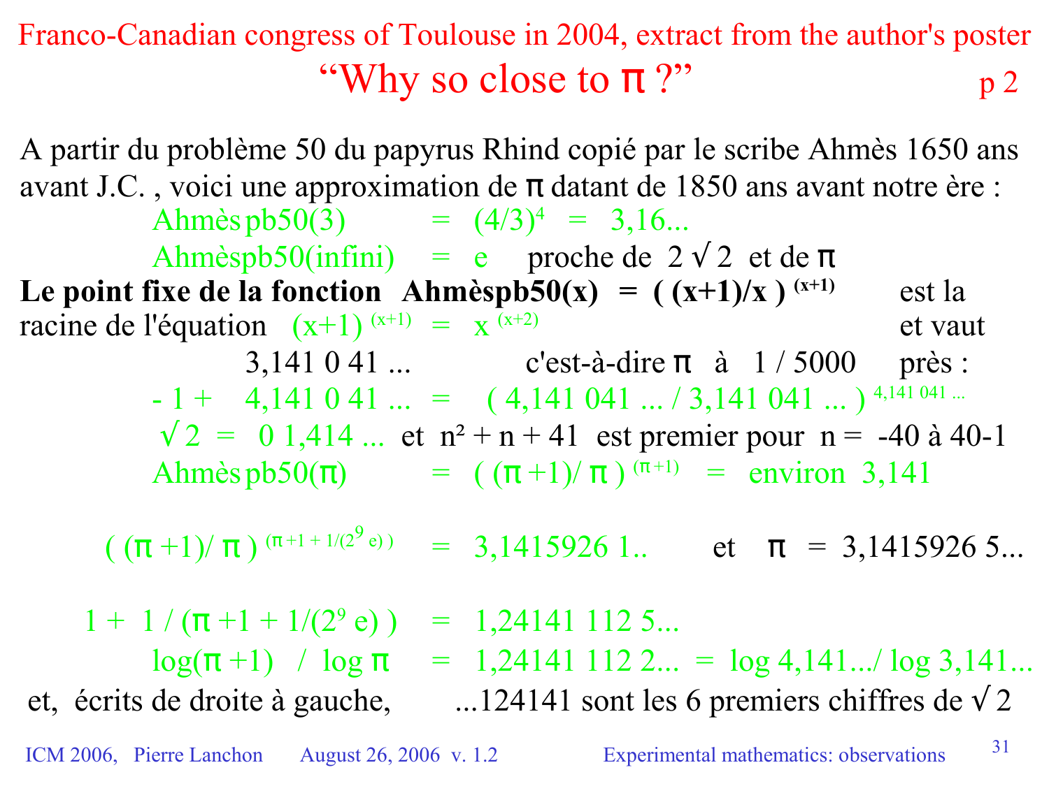Franco-Canadian congress of Toulouse in 2004, extract from the author's poster

# "Why so close to π ?" 

p 2

A partir du problème 50 du papyrus Rhind copié par le scribe Ahmès 1650 ans avant J.C. , voici une approximation de π datant de 1850 ans avant notre ère :

Ahmès pb50(3) $= (4/3)^4 = 3{,}16...$

Ahmèspb50(infini) $= e$ proche de $2\sqrt{2}$ et de π

**Le point fixe de la fonction Ahmèspb50(x) = $((x+1)/x)^{(x+1)}$** est la racine de l'équation $(x+1)^{(x+1)} = x^{(x+2)}$ et vaut

3,141 0 41 ... c'est-à-dire π à 1 / 5000 près :

$-1 + 4{,}141\ 0\ 41\ ... = (4{,}141\ 041\ ... / 3{,}141\ 041\ ...)^{4{,}141\ 041\ ...}$

$\sqrt{2} = 0\ 1{,}414\ ...$ et $n^2 + n + 41$ est premier pour $n = -40$ à $40-1$

Ahmès pb50(π) $= ((\pi+1)/\pi)^{(\pi+1)} =$ environ 3,141

$$((\pi+1)/\pi)^{(\pi+1+1/(2^9 e))} = 3{,}1415926\ 1.. \quad \text{et} \quad \pi = 3{,}1415926\ 5...$$

$$1 + 1/(\pi+1+1/(2^9 e)) = 1{,}24141\ 112\ 5...$$

$$\log(\pi+1) / \log\pi = 1{,}24141\ 112\ 2... = \log 4{,}141.../\log 3{,}141...$$

et, écrits de droite à gauche, ...124141 sont les 6 premiers chiffres de $\sqrt{2}$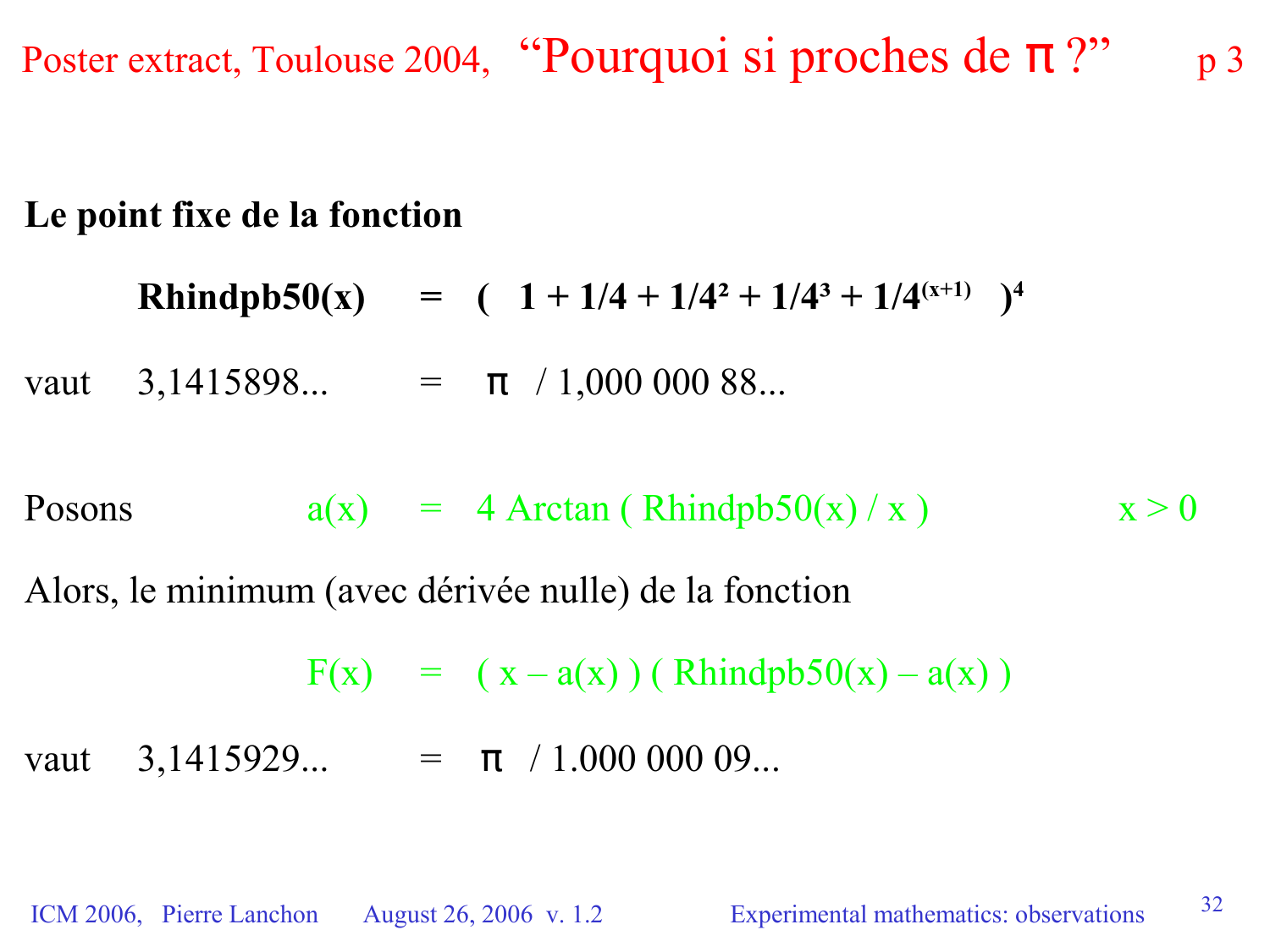# Poster extract, Toulouse 2004, "Pourquoi si proches de $\pi$ ?" p 3

**Le point fixe de la fonction**

$$\textbf{Rhindpb50}(x) = \left( 1 + 1/4 + 1/4^2 + 1/4^3 + 1/4^{(x+1)} \right)^4$$

vaut 3,1415898... $=$ $\pi$ / 1,000 000 88...

Posons $a(x) = 4 \text{ Arctan } ( \text{Rhindpb50}(x) / x )$ $\quad x > 0$

Alors, le minimum (avec dérivée nulle) de la fonction

$$F(x) = ( x - a(x) ) ( \text{Rhindpb50}(x) - a(x) )$$

vaut 3,1415929... $=$ $\pi$ / 1.000 000 09...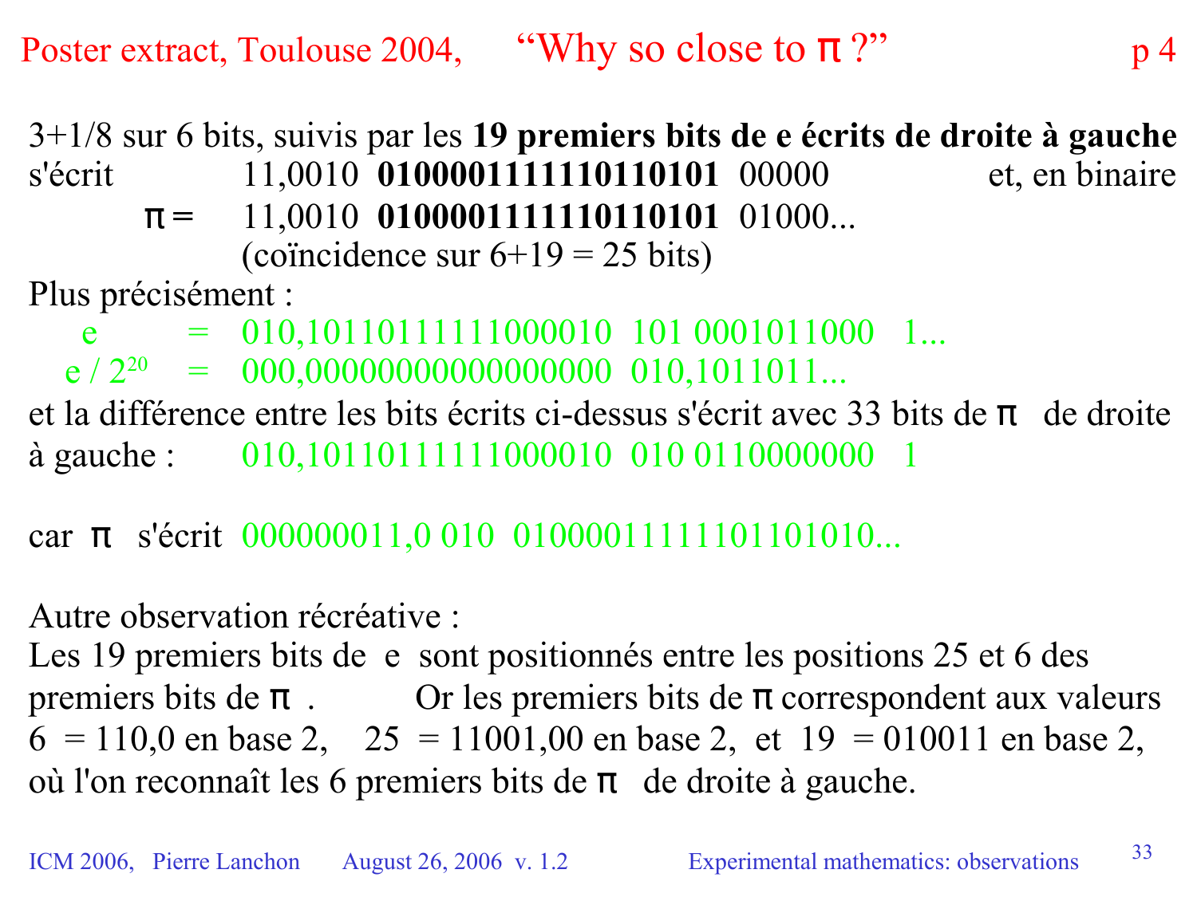## “Why so close to π ?”

Poster extract, Toulouse 2004,

3+1/8 sur 6 bits, suivis par les **19 premiers bits de e écrits de droite à gauche** s'écrit        11,0010 **0100001111110110101** 00000        et, en binaire

$\pi =$    11,0010 **0100001111110110101** 01000...
(coïncidence sur 6+19 = 25 bits)

Plus précisément :

e    =    010,1011011111000010 101 0001011000  1...

$e / 2^{20}$   =    000,0000000000000000 010,1011011...

et la différence entre les bits écrits ci-dessus s'écrit avec 33 bits de π de droite à gauche :    010,1011011111000010 010 0110000000  1

car π s'écrit 000000011,0 010 0100001111110110101​0...

Autre observation récréative :

Les 19 premiers bits de e sont positionnés entre les positions 25 et 6 des premiers bits de π .    Or les premiers bits de π correspondent aux valeurs 6 = 110,0 en base 2,  25 = 11001,00 en base 2, et 19 = 010011 en base 2, où l'on reconnaît les 6 premiers bits de π de droite à gauche.